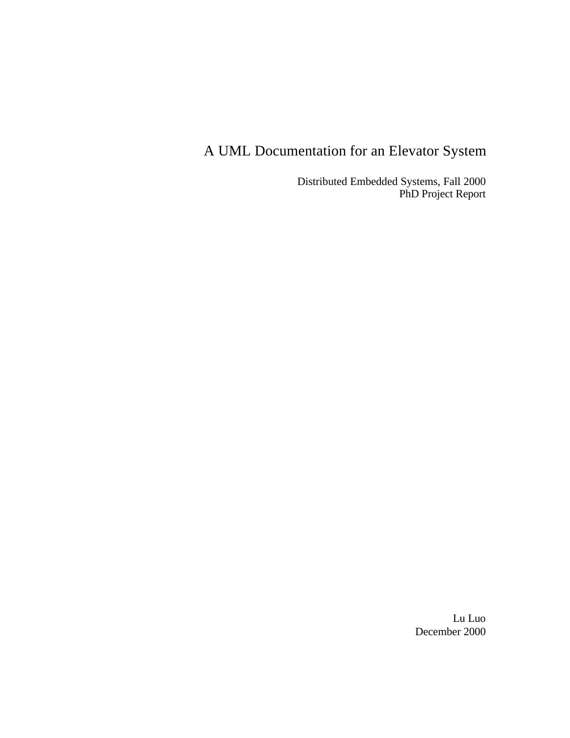# A UML Documentation for an Elevator System

Distributed Embedded Systems, Fall 2000
PhD Project Report

Lu Luo
December 2000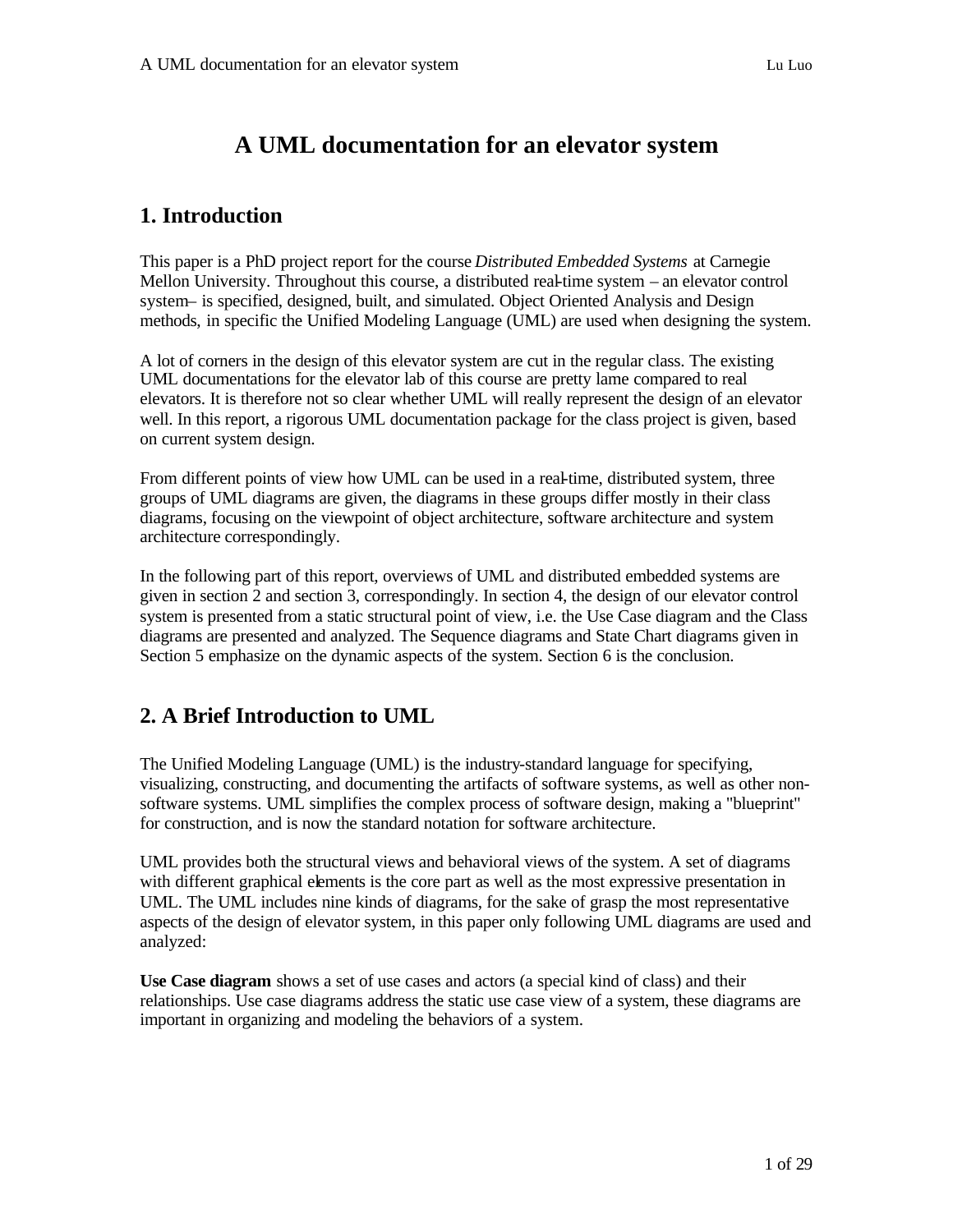# A UML documentation for an elevator system

## 1. Introduction

This paper is a PhD project report for the course *Distributed Embedded Systems* at Carnegie Mellon University. Throughout this course, a distributed real-time system – an elevator control system– is specified, designed, built, and simulated. Object Oriented Analysis and Design methods, in specific the Unified Modeling Language (UML) are used when designing the system.

A lot of corners in the design of this elevator system are cut in the regular class. The existing UML documentations for the elevator lab of this course are pretty lame compared to real elevators. It is therefore not so clear whether UML will really represent the design of an elevator well. In this report, a rigorous UML documentation package for the class project is given, based on current system design.

From different points of view how UML can be used in a real-time, distributed system, three groups of UML diagrams are given, the diagrams in these groups differ mostly in their class diagrams, focusing on the viewpoint of object architecture, software architecture and system architecture correspondingly.

In the following part of this report, overviews of UML and distributed embedded systems are given in section 2 and section 3, correspondingly. In section 4, the design of our elevator control system is presented from a static structural point of view, i.e. the Use Case diagram and the Class diagrams are presented and analyzed. The Sequence diagrams and State Chart diagrams given in Section 5 emphasize on the dynamic aspects of the system. Section 6 is the conclusion.

## 2. A Brief Introduction to UML

The Unified Modeling Language (UML) is the industry-standard language for specifying, visualizing, constructing, and documenting the artifacts of software systems, as well as other non-software systems. UML simplifies the complex process of software design, making a "blueprint" for construction, and is now the standard notation for software architecture.

UML provides both the structural views and behavioral views of the system. A set of diagrams with different graphical elements is the core part as well as the most expressive presentation in UML. The UML includes nine kinds of diagrams, for the sake of grasp the most representative aspects of the design of elevator system, in this paper only following UML diagrams are used and analyzed:

**Use Case diagram** shows a set of use cases and actors (a special kind of class) and their relationships. Use case diagrams address the static use case view of a system, these diagrams are important in organizing and modeling the behaviors of a system.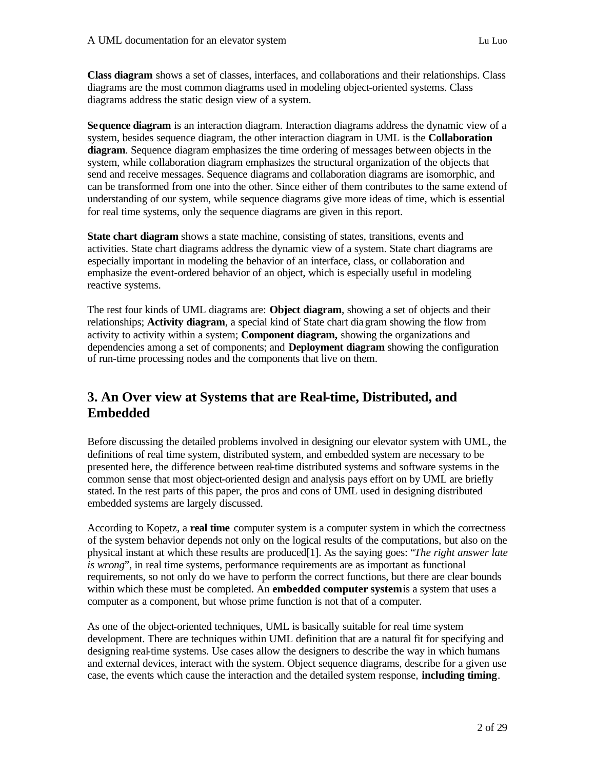**Class diagram** shows a set of classes, interfaces, and collaborations and their relationships. Class diagrams are the most common diagrams used in modeling object-oriented systems. Class diagrams address the static design view of a system.

**Sequence diagram** is an interaction diagram. Interaction diagrams address the dynamic view of a system, besides sequence diagram, the other interaction diagram in UML is the **Collaboration diagram**. Sequence diagram emphasizes the time ordering of messages between objects in the system, while collaboration diagram emphasizes the structural organization of the objects that send and receive messages. Sequence diagrams and collaboration diagrams are isomorphic, and can be transformed from one into the other. Since either of them contributes to the same extend of understanding of our system, while sequence diagrams give more ideas of time, which is essential for real time systems, only the sequence diagrams are given in this report.

**State chart diagram** shows a state machine, consisting of states, transitions, events and activities. State chart diagrams address the dynamic view of a system. State chart diagrams are especially important in modeling the behavior of an interface, class, or collaboration and emphasize the event-ordered behavior of an object, which is especially useful in modeling reactive systems.

The rest four kinds of UML diagrams are: **Object diagram**, showing a set of objects and their relationships; **Activity diagram**, a special kind of State chart diagram showing the flow from activity to activity within a system; **Component diagram,** showing the organizations and dependencies among a set of components; and **Deployment diagram** showing the configuration of run-time processing nodes and the components that live on them.

## 3. An Over view at Systems that are Real-time, Distributed, and Embedded

Before discussing the detailed problems involved in designing our elevator system with UML, the definitions of real time system, distributed system, and embedded system are necessary to be presented here, the difference between real-time distributed systems and software systems in the common sense that most object-oriented design and analysis pays effort on by UML are briefly stated. In the rest parts of this paper, the pros and cons of UML used in designing distributed embedded systems are largely discussed.

According to Kopetz, a **real time** computer system is a computer system in which the correctness of the system behavior depends not only on the logical results of the computations, but also on the physical instant at which these results are produced[1]. As the saying goes: "*The right answer late is wrong*", in real time systems, performance requirements are as important as functional requirements, so not only do we have to perform the correct functions, but there are clear bounds within which these must be completed. An **embedded computer system** is a system that uses a computer as a component, but whose prime function is not that of a computer.

As one of the object-oriented techniques, UML is basically suitable for real time system development. There are techniques within UML definition that are a natural fit for specifying and designing real-time systems. Use cases allow the designers to describe the way in which humans and external devices, interact with the system. Object sequence diagrams, describe for a given use case, the events which cause the interaction and the detailed system response, **including timing**.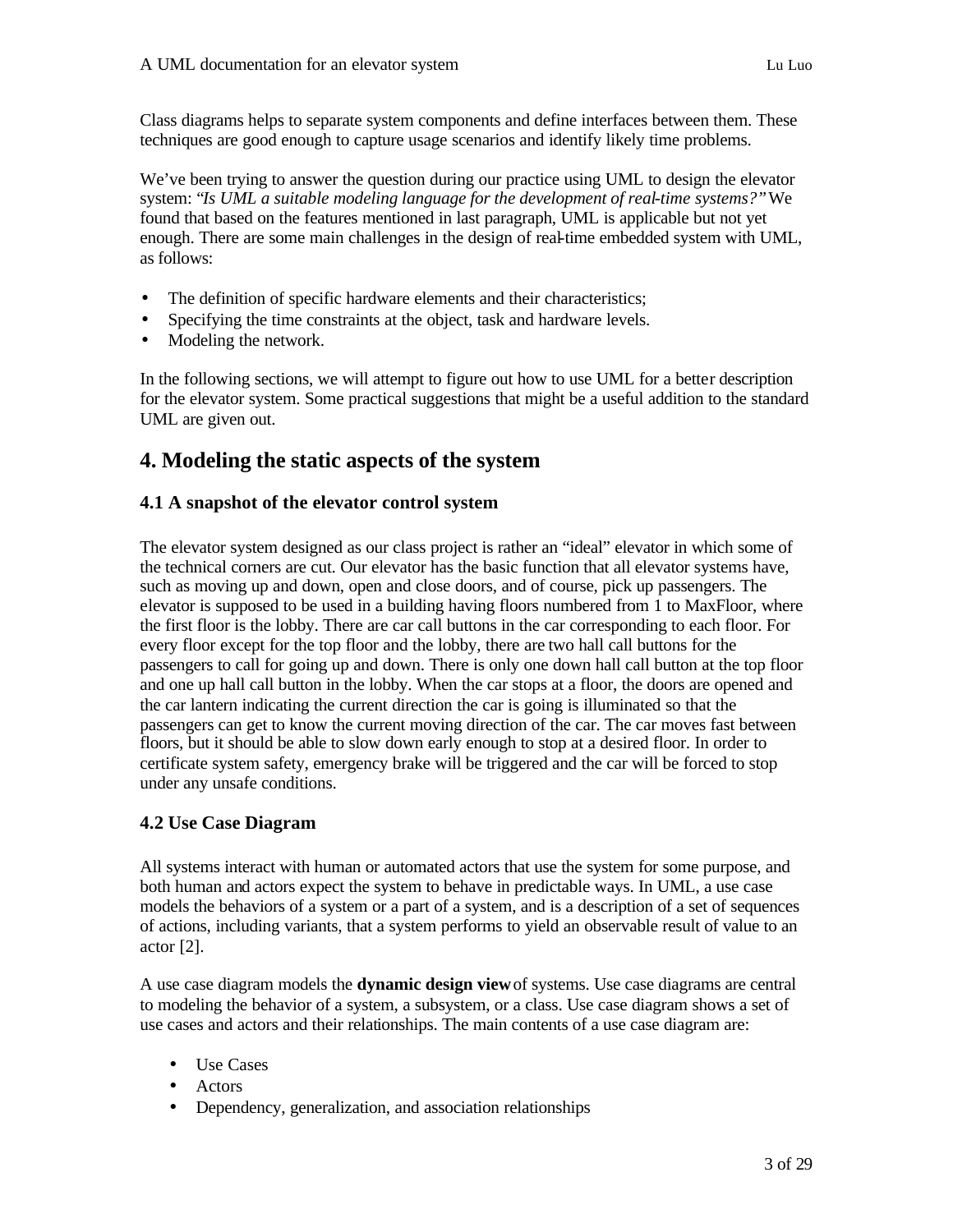Class diagrams helps to separate system components and define interfaces between them. These techniques are good enough to capture usage scenarios and identify likely time problems.

We've been trying to answer the question during our practice using UML to design the elevator system: "*Is UML a suitable modeling language for the development of real-time systems?*" We found that based on the features mentioned in last paragraph, UML is applicable but not yet enough. There are some main challenges in the design of real-time embedded system with UML, as follows:

- The definition of specific hardware elements and their characteristics;
- Specifying the time constraints at the object, task and hardware levels.
- Modeling the network.

In the following sections, we will attempt to figure out how to use UML for a better description for the elevator system. Some practical suggestions that might be a useful addition to the standard UML are given out.

# 4. Modeling the static aspects of the system

## 4.1 A snapshot of the elevator control system

The elevator system designed as our class project is rather an "ideal" elevator in which some of the technical corners are cut. Our elevator has the basic function that all elevator systems have, such as moving up and down, open and close doors, and of course, pick up passengers. The elevator is supposed to be used in a building having floors numbered from 1 to MaxFloor, where the first floor is the lobby. There are car call buttons in the car corresponding to each floor. For every floor except for the top floor and the lobby, there are two hall call buttons for the passengers to call for going up and down. There is only one down hall call button at the top floor and one up hall call button in the lobby. When the car stops at a floor, the doors are opened and the car lantern indicating the current direction the car is going is illuminated so that the passengers can get to know the current moving direction of the car. The car moves fast between floors, but it should be able to slow down early enough to stop at a desired floor. In order to certificate system safety, emergency brake will be triggered and the car will be forced to stop under any unsafe conditions.

## 4.2 Use Case Diagram

All systems interact with human or automated actors that use the system for some purpose, and both human and actors expect the system to behave in predictable ways. In UML, a use case models the behaviors of a system or a part of a system, and is a description of a set of sequences of actions, including variants, that a system performs to yield an observable result of value to an actor [2].

A use case diagram models the **dynamic design view** of systems. Use case diagrams are central to modeling the behavior of a system, a subsystem, or a class. Use case diagram shows a set of use cases and actors and their relationships. The main contents of a use case diagram are:

- Use Cases
- Actors
- Dependency, generalization, and association relationships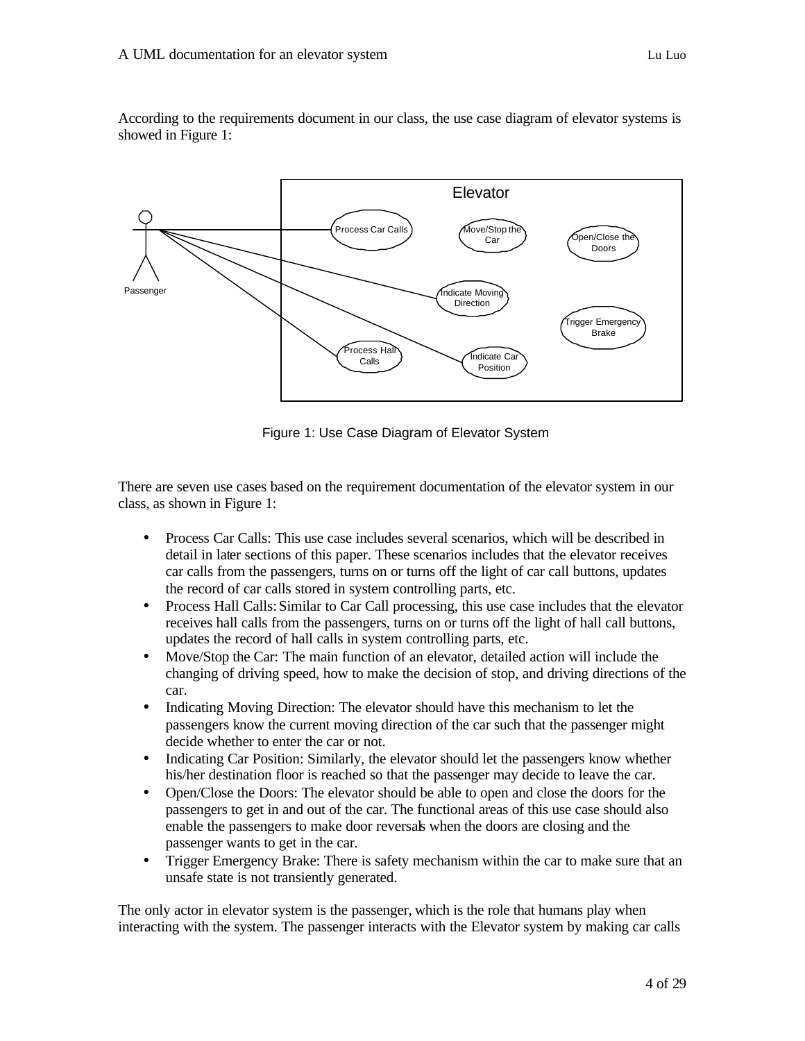According to the requirements document in our class, the use case diagram of elevator systems is showed in Figure 1:

Figure 1: Use Case Diagram of Elevator System

There are seven use cases based on the requirement documentation of the elevator system in our class, as shown in Figure 1:

- Process Car Calls: This use case includes several scenarios, which will be described in detail in later sections of this paper. These scenarios includes that the elevator receives car calls from the passengers, turns on or turns off the light of car call buttons, updates the record of car calls stored in system controlling parts, etc.
- Process Hall Calls: Similar to Car Call processing, this use case includes that the elevator receives hall calls from the passengers, turns on or turns off the light of hall call buttons, updates the record of hall calls in system controlling parts, etc.
- Move/Stop the Car: The main function of an elevator, detailed action will include the changing of driving speed, how to make the decision of stop, and driving directions of the car.
- Indicating Moving Direction: The elevator should have this mechanism to let the passengers know the current moving direction of the car such that the passenger might decide whether to enter the car or not.
- Indicating Car Position: Similarly, the elevator should let the passengers know whether his/her destination floor is reached so that the passenger may decide to leave the car.
- Open/Close the Doors: The elevator should be able to open and close the doors for the passengers to get in and out of the car. The functional areas of this use case should also enable the passengers to make door reversals when the doors are closing and the passenger wants to get in the car.
- Trigger Emergency Brake: There is safety mechanism within the car to make sure that an unsafe state is not transiently generated.

The only actor in elevator system is the passenger, which is the role that humans play when interacting with the system. The passenger interacts with the Elevator system by making car calls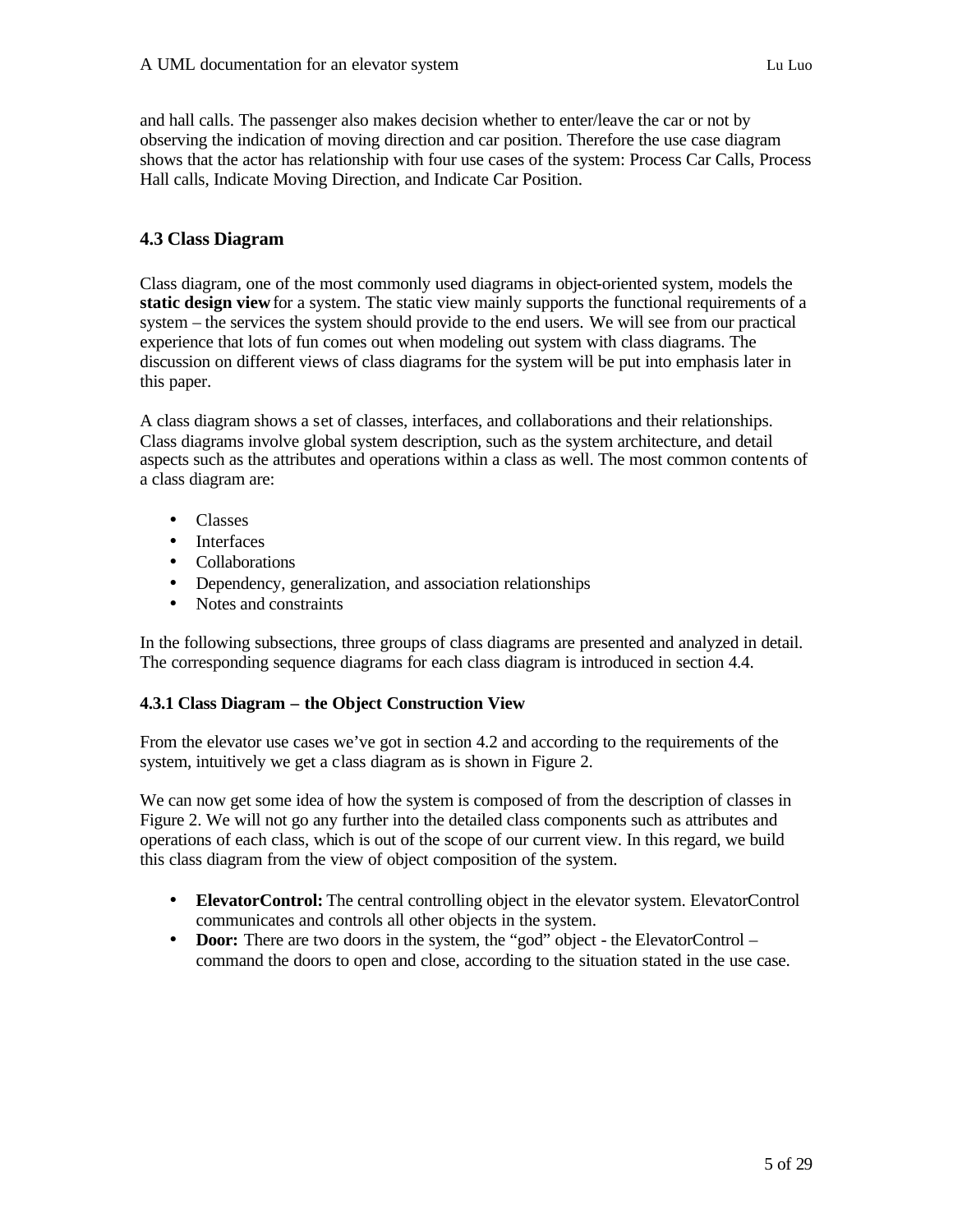and hall calls. The passenger also makes decision whether to enter/leave the car or not by observing the indication of moving direction and car position. Therefore the use case diagram shows that the actor has relationship with four use cases of the system: Process Car Calls, Process Hall calls, Indicate Moving Direction, and Indicate Car Position.

## 4.3 Class Diagram

Class diagram, one of the most commonly used diagrams in object-oriented system, models the **static design view** for a system. The static view mainly supports the functional requirements of a system – the services the system should provide to the end users. We will see from our practical experience that lots of fun comes out when modeling out system with class diagrams. The discussion on different views of class diagrams for the system will be put into emphasis later in this paper.

A class diagram shows a set of classes, interfaces, and collaborations and their relationships. Class diagrams involve global system description, such as the system architecture, and detail aspects such as the attributes and operations within a class as well. The most common contents of a class diagram are:

- Classes
- Interfaces
- Collaborations
- Dependency, generalization, and association relationships
- Notes and constraints

In the following subsections, three groups of class diagrams are presented and analyzed in detail. The corresponding sequence diagrams for each class diagram is introduced in section 4.4.

### 4.3.1 Class Diagram – the Object Construction View

From the elevator use cases we've got in section 4.2 and according to the requirements of the system, intuitively we get a class diagram as is shown in Figure 2.

We can now get some idea of how the system is composed of from the description of classes in Figure 2. We will not go any further into the detailed class components such as attributes and operations of each class, which is out of the scope of our current view. In this regard, we build this class diagram from the view of object composition of the system.

- **ElevatorControl:** The central controlling object in the elevator system. ElevatorControl communicates and controls all other objects in the system.
- **Door:** There are two doors in the system, the "god" object - the ElevatorControl – command the doors to open and close, according to the situation stated in the use case.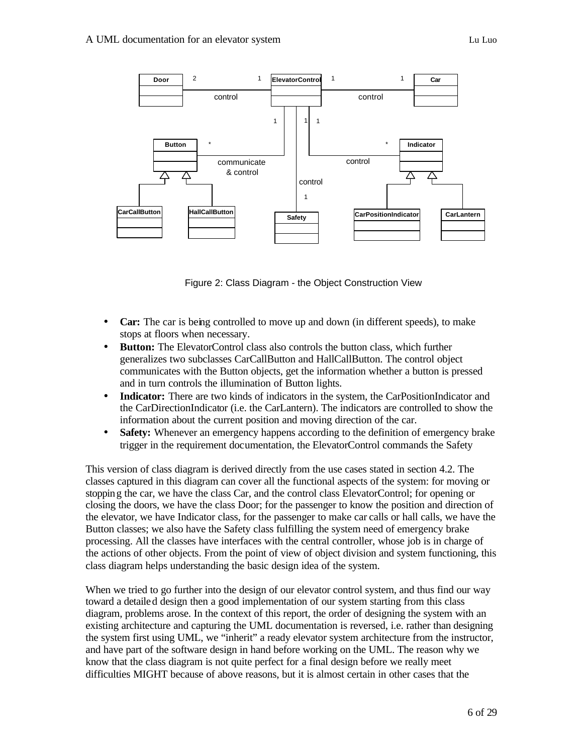Figure 2: Class Diagram - the Object Construction View

- **Car:** The car is being controlled to move up and down (in different speeds), to make stops at floors when necessary.
- **Button:** The ElevatorControl class also controls the button class, which further generalizes two subclasses CarCallButton and HallCallButton. The control object communicates with the Button objects, get the information whether a button is pressed and in turn controls the illumination of Button lights.
- **Indicator:** There are two kinds of indicators in the system, the CarPositionIndicator and the CarDirectionIndicator (i.e. the CarLantern). The indicators are controlled to show the information about the current position and moving direction of the car.
- **Safety:** Whenever an emergency happens according to the definition of emergency brake trigger in the requirement documentation, the ElevatorControl commands the Safety

This version of class diagram is derived directly from the use cases stated in section 4.2. The classes captured in this diagram can cover all the functional aspects of the system: for moving or stopping the car, we have the class Car, and the control class ElevatorControl; for opening or closing the doors, we have the class Door; for the passenger to know the position and direction of the elevator, we have Indicator class, for the passenger to make car calls or hall calls, we have the Button classes; we also have the Safety class fulfilling the system need of emergency brake processing. All the classes have interfaces with the central controller, whose job is in charge of the actions of other objects. From the point of view of object division and system functioning, this class diagram helps understanding the basic design idea of the system.

When we tried to go further into the design of our elevator control system, and thus find our way toward a detailed design then a good implementation of our system starting from this class diagram, problems arose. In the context of this report, the order of designing the system with an existing architecture and capturing the UML documentation is reversed, i.e. rather than designing the system first using UML, we "inherit" a ready elevator system architecture from the instructor, and have part of the software design in hand before working on the UML. The reason why we know that the class diagram is not quite perfect for a final design before we really meet difficulties MIGHT because of above reasons, but it is almost certain in other cases that the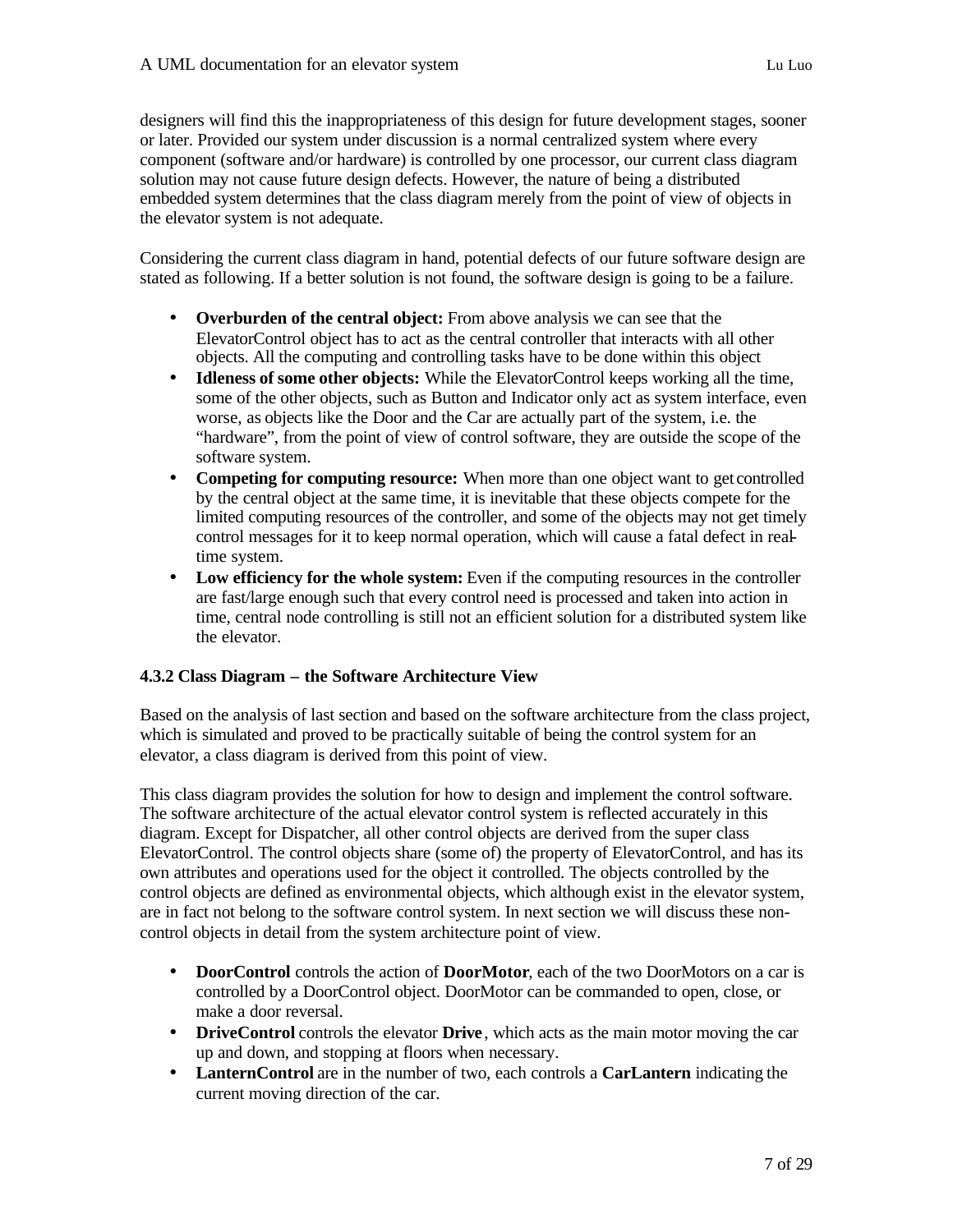designers will find this the inappropriateness of this design for future development stages, sooner or later. Provided our system under discussion is a normal centralized system where every component (software and/or hardware) is controlled by one processor, our current class diagram solution may not cause future design defects. However, the nature of being a distributed embedded system determines that the class diagram merely from the point of view of objects in the elevator system is not adequate.

Considering the current class diagram in hand, potential defects of our future software design are stated as following. If a better solution is not found, the software design is going to be a failure.

- **Overburden of the central object:** From above analysis we can see that the ElevatorControl object has to act as the central controller that interacts with all other objects. All the computing and controlling tasks have to be done within this object
- **Idleness of some other objects:** While the ElevatorControl keeps working all the time, some of the other objects, such as Button and Indicator only act as system interface, even worse, as objects like the Door and the Car are actually part of the system, i.e. the "hardware", from the point of view of control software, they are outside the scope of the software system.
- **Competing for computing resource:** When more than one object want to get controlled by the central object at the same time, it is inevitable that these objects compete for the limited computing resources of the controller, and some of the objects may not get timely control messages for it to keep normal operation, which will cause a fatal defect in real-time system.
- **Low efficiency for the whole system:** Even if the computing resources in the controller are fast/large enough such that every control need is processed and taken into action in time, central node controlling is still not an efficient solution for a distributed system like the elevator.

### 4.3.2 Class Diagram – the Software Architecture View

Based on the analysis of last section and based on the software architecture from the class project, which is simulated and proved to be practically suitable of being the control system for an elevator, a class diagram is derived from this point of view.

This class diagram provides the solution for how to design and implement the control software. The software architecture of the actual elevator control system is reflected accurately in this diagram. Except for Dispatcher, all other control objects are derived from the super class ElevatorControl. The control objects share (some of) the property of ElevatorControl, and has its own attributes and operations used for the object it controlled. The objects controlled by the control objects are defined as environmental objects, which although exist in the elevator system, are in fact not belong to the software control system. In next section we will discuss these non-control objects in detail from the system architecture point of view.

- **DoorControl** controls the action of **DoorMotor**, each of the two DoorMotors on a car is controlled by a DoorControl object. DoorMotor can be commanded to open, close, or make a door reversal.
- **DriveControl** controls the elevator **Drive**, which acts as the main motor moving the car up and down, and stopping at floors when necessary.
- **LanternControl** are in the number of two, each controls a **CarLantern** indicating the current moving direction of the car.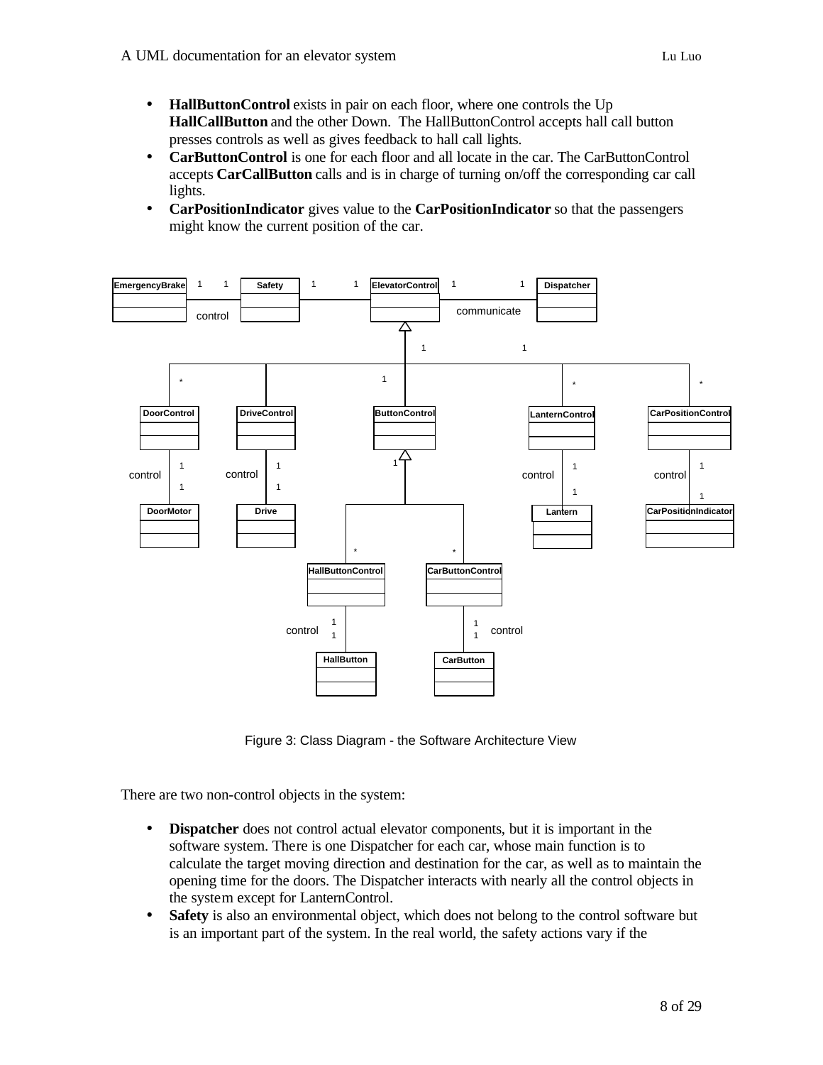- **HallButtonControl** exists in pair on each floor, where one controls the Up **HallCallButton** and the other Down. The HallButtonControl accepts hall call button presses controls as well as gives feedback to hall call lights.
- **CarButtonControl** is one for each floor and all locate in the car. The CarButtonControl accepts **CarCallButton** calls and is in charge of turning on/off the corresponding car call lights.
- **CarPositionIndicator** gives value to the **CarPositionIndicator** so that the passengers might know the current position of the car.

Figure 3: Class Diagram - the Software Architecture View

There are two non-control objects in the system:

- **Dispatcher** does not control actual elevator components, but it is important in the software system. There is one Dispatcher for each car, whose main function is to calculate the target moving direction and destination for the car, as well as to maintain the opening time for the doors. The Dispatcher interacts with nearly all the control objects in the system except for LanternControl.
- **Safety** is also an environmental object, which does not belong to the control software but is an important part of the system. In the real world, the safety actions vary if the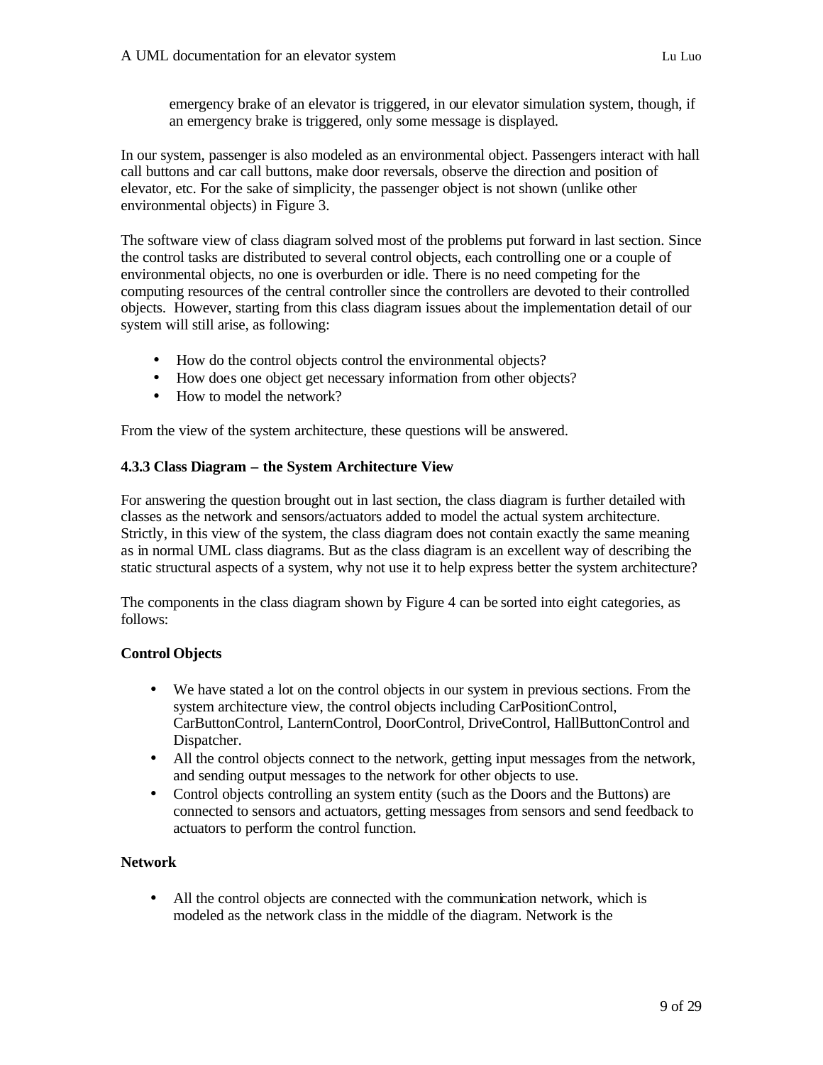emergency brake of an elevator is triggered, in our elevator simulation system, though, if an emergency brake is triggered, only some message is displayed.

In our system, passenger is also modeled as an environmental object. Passengers interact with hall call buttons and car call buttons, make door reversals, observe the direction and position of elevator, etc. For the sake of simplicity, the passenger object is not shown (unlike other environmental objects) in Figure 3.

The software view of class diagram solved most of the problems put forward in last section. Since the control tasks are distributed to several control objects, each controlling one or a couple of environmental objects, no one is overburden or idle. There is no need competing for the computing resources of the central controller since the controllers are devoted to their controlled objects. However, starting from this class diagram issues about the implementation detail of our system will still arise, as following:

- How do the control objects control the environmental objects?
- How does one object get necessary information from other objects?
- How to model the network?

From the view of the system architecture, these questions will be answered.

### 4.3.3 Class Diagram – the System Architecture View

For answering the question brought out in last section, the class diagram is further detailed with classes as the network and sensors/actuators added to model the actual system architecture. Strictly, in this view of the system, the class diagram does not contain exactly the same meaning as in normal UML class diagrams. But as the class diagram is an excellent way of describing the static structural aspects of a system, why not use it to help express better the system architecture?

The components in the class diagram shown by Figure 4 can be sorted into eight categories, as follows:

**Control Objects**

- We have stated a lot on the control objects in our system in previous sections. From the system architecture view, the control objects including CarPositionControl, CarButtonControl, LanternControl, DoorControl, DriveControl, HallButtonControl and Dispatcher.
- All the control objects connect to the network, getting input messages from the network, and sending output messages to the network for other objects to use.
- Control objects controlling an system entity (such as the Doors and the Buttons) are connected to sensors and actuators, getting messages from sensors and send feedback to actuators to perform the control function.

**Network**

- All the control objects are connected with the communication network, which is modeled as the network class in the middle of the diagram. Network is the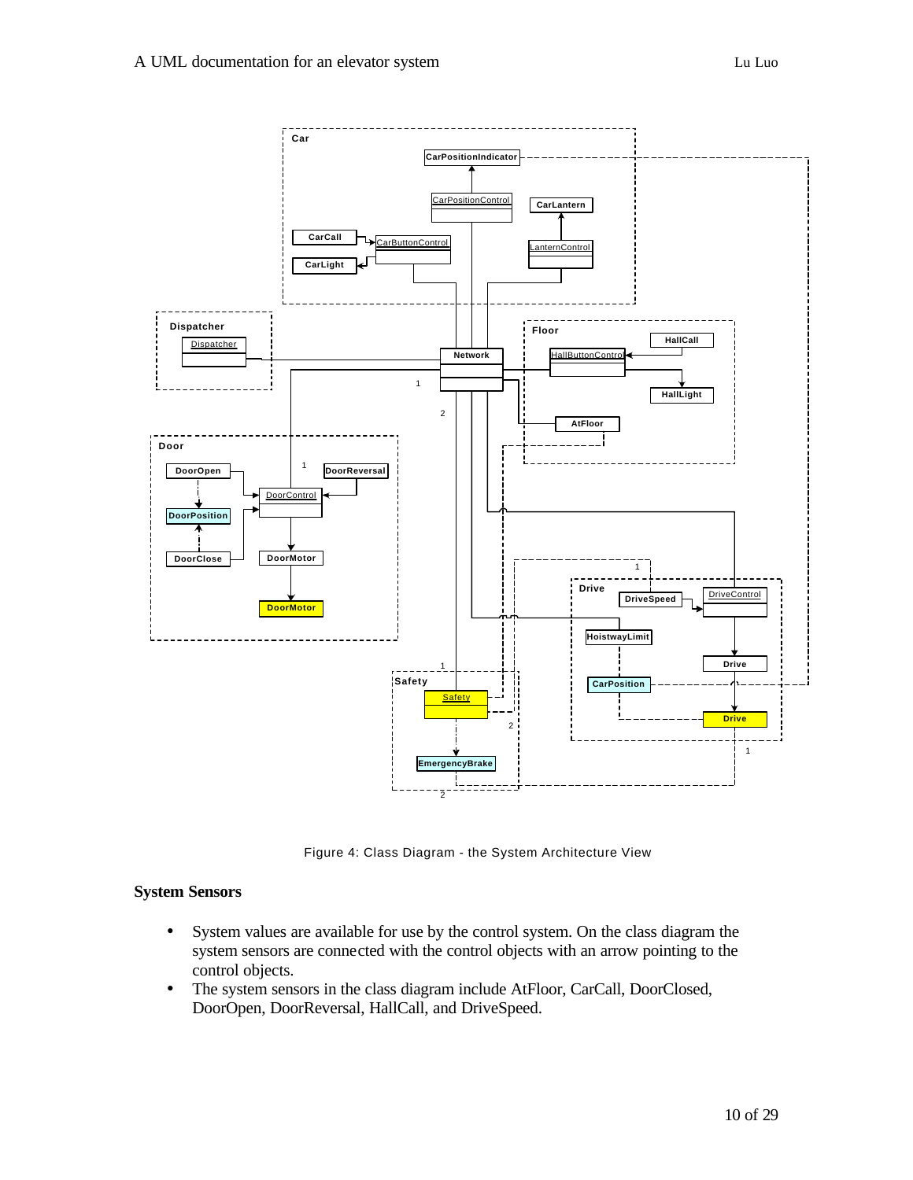Figure 4: Class Diagram - the System Architecture View

## System Sensors

- System values are available for use by the control system. On the class diagram the system sensors are connected with the control objects with an arrow pointing to the control objects.
- The system sensors in the class diagram include AtFloor, CarCall, DoorClosed, DoorOpen, DoorReversal, HallCall, and DriveSpeed.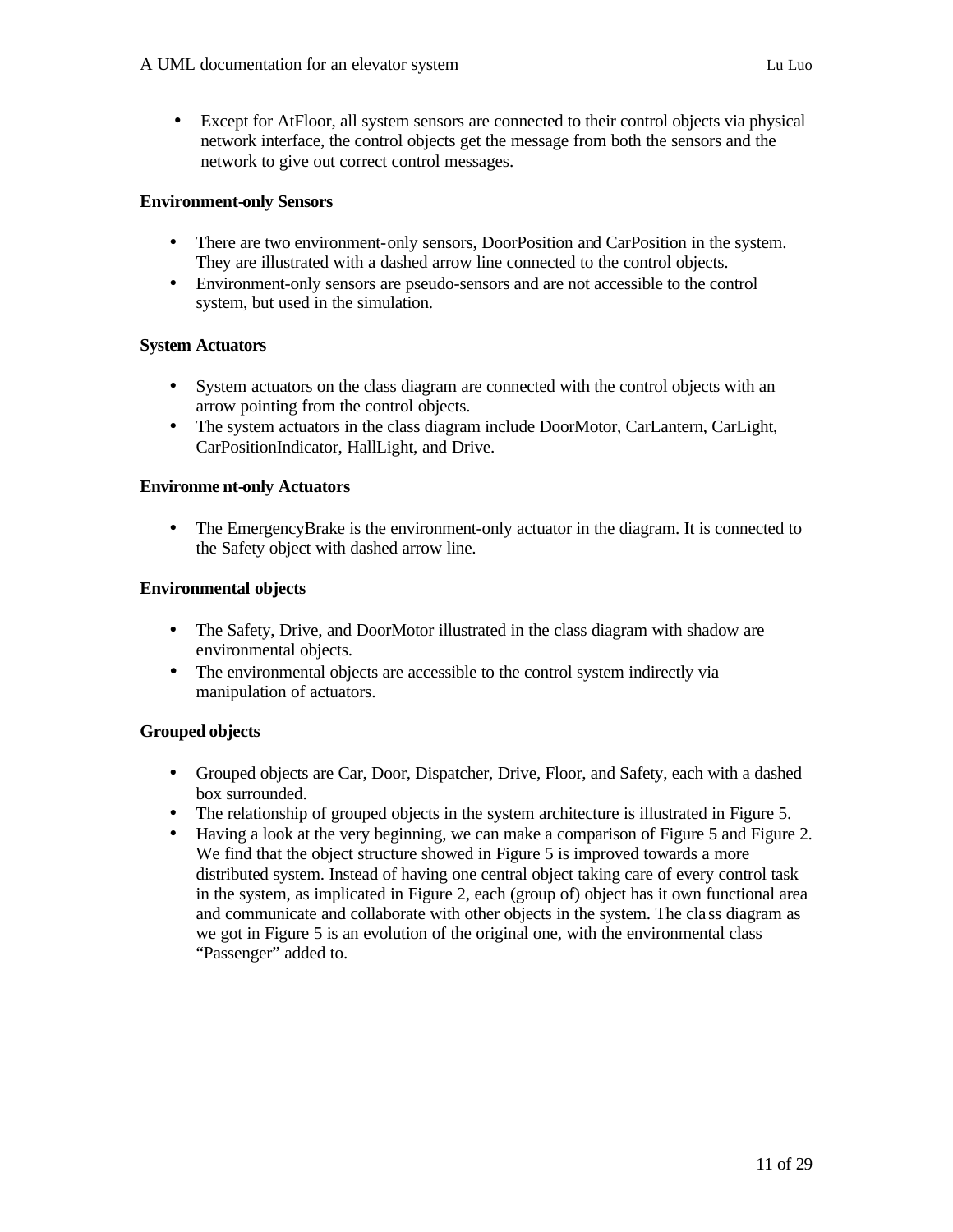- Except for AtFloor, all system sensors are connected to their control objects via physical network interface, the control objects get the message from both the sensors and the network to give out correct control messages.

**Environment-only Sensors**

- There are two environment-only sensors, DoorPosition and CarPosition in the system. They are illustrated with a dashed arrow line connected to the control objects.
- Environment-only sensors are pseudo-sensors and are not accessible to the control system, but used in the simulation.

**System Actuators**

- System actuators on the class diagram are connected with the control objects with an arrow pointing from the control objects.
- The system actuators in the class diagram include DoorMotor, CarLantern, CarLight, CarPositionIndicator, HallLight, and Drive.

**Environment-only Actuators**

- The EmergencyBrake is the environment-only actuator in the diagram. It is connected to the Safety object with dashed arrow line.

**Environmental objects**

- The Safety, Drive, and DoorMotor illustrated in the class diagram with shadow are environmental objects.
- The environmental objects are accessible to the control system indirectly via manipulation of actuators.

**Grouped objects**

- Grouped objects are Car, Door, Dispatcher, Drive, Floor, and Safety, each with a dashed box surrounded.
- The relationship of grouped objects in the system architecture is illustrated in Figure 5.
- Having a look at the very beginning, we can make a comparison of Figure 5 and Figure 2. We find that the object structure showed in Figure 5 is improved towards a more distributed system. Instead of having one central object taking care of every control task in the system, as implicated in Figure 2, each (group of) object has it own functional area and communicate and collaborate with other objects in the system. The class diagram as we got in Figure 5 is an evolution of the original one, with the environmental class "Passenger" added to.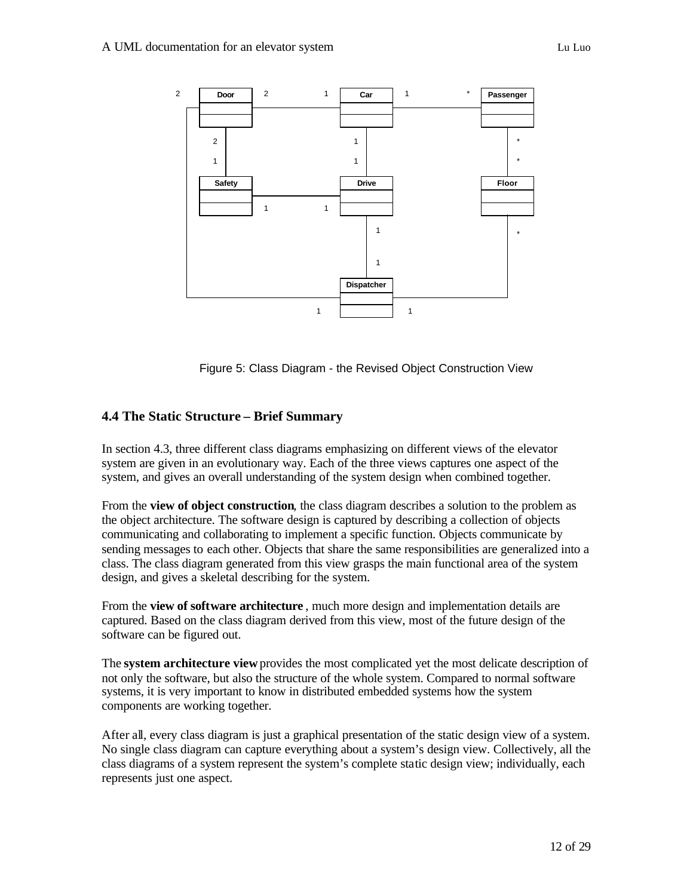Figure 5: Class Diagram - the Revised Object Construction View

## 4.4 The Static Structure – Brief Summary

In section 4.3, three different class diagrams emphasizing on different views of the elevator system are given in an evolutionary way. Each of the three views captures one aspect of the system, and gives an overall understanding of the system design when combined together.

From the **view of object construction**, the class diagram describes a solution to the problem as the object architecture. The software design is captured by describing a collection of objects communicating and collaborating to implement a specific function. Objects communicate by sending messages to each other. Objects that share the same responsibilities are generalized into a class. The class diagram generated from this view grasps the main functional area of the system design, and gives a skeletal describing for the system.

From the **view of software architecture** , much more design and implementation details are captured. Based on the class diagram derived from this view, most of the future design of the software can be figured out.

The **system architecture view** provides the most complicated yet the most delicate description of not only the software, but also the structure of the whole system. Compared to normal software systems, it is very important to know in distributed embedded systems how the system components are working together.

After all, every class diagram is just a graphical presentation of the static design view of a system. No single class diagram can capture everything about a system's design view. Collectively, all the class diagrams of a system represent the system's complete static design view; individually, each represents just one aspect.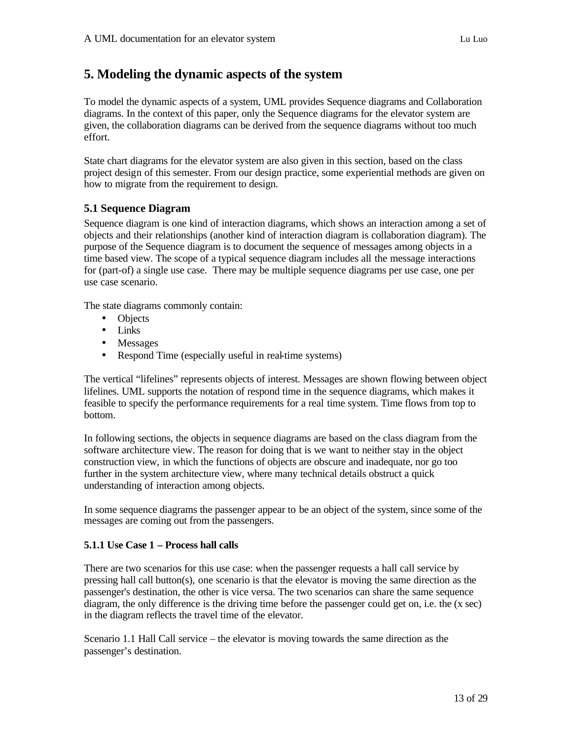# 5. Modeling the dynamic aspects of the system

To model the dynamic aspects of a system, UML provides Sequence diagrams and Collaboration diagrams. In the context of this paper, only the Sequence diagrams for the elevator system are given, the collaboration diagrams can be derived from the sequence diagrams without too much effort.

State chart diagrams for the elevator system are also given in this section, based on the class project design of this semester. From our design practice, some experiential methods are given on how to migrate from the requirement to design.

## 5.1 Sequence Diagram

Sequence diagram is one kind of interaction diagrams, which shows an interaction among a set of objects and their relationships (another kind of interaction diagram is collaboration diagram). The purpose of the Sequence diagram is to document the sequence of messages among objects in a time based view. The scope of a typical sequence diagram includes all the message interactions for (part-of) a single use case. There may be multiple sequence diagrams per use case, one per use case scenario.

The state diagrams commonly contain:

- Objects
- Links
- Messages
- Respond Time (especially useful in real-time systems)

The vertical "lifelines" represents objects of interest. Messages are shown flowing between object lifelines. UML supports the notation of respond time in the sequence diagrams, which makes it feasible to specify the performance requirements for a real time system. Time flows from top to bottom.

In following sections, the objects in sequence diagrams are based on the class diagram from the software architecture view. The reason for doing that is we want to neither stay in the object construction view, in which the functions of objects are obscure and inadequate, nor go too further in the system architecture view, where many technical details obstruct a quick understanding of interaction among objects.

In some sequence diagrams the passenger appear to be an object of the system, since some of the messages are coming out from the passengers.

### 5.1.1 Use Case 1 – Process hall calls

There are two scenarios for this use case: when the passenger requests a hall call service by pressing hall call button(s), one scenario is that the elevator is moving the same direction as the passenger's destination, the other is vice versa. The two scenarios can share the same sequence diagram, the only difference is the driving time before the passenger could get on, i.e. the (x sec) in the diagram reflects the travel time of the elevator.

Scenario 1.1 Hall Call service – the elevator is moving towards the same direction as the passenger's destination.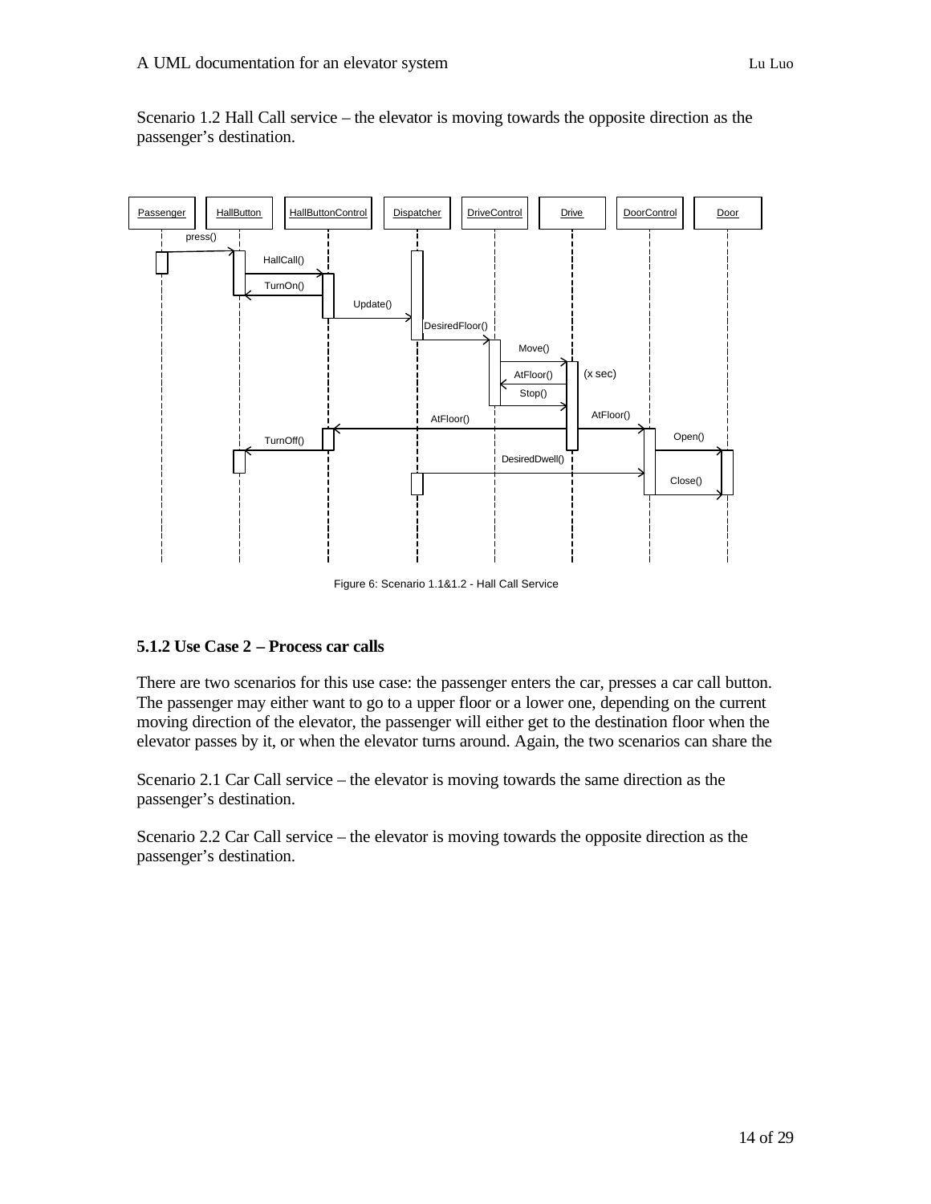Scenario 1.2 Hall Call service – the elevator is moving towards the opposite direction as the passenger's destination.

Figure 6: Scenario 1.1&1.2 - Hall Call Service

### 5.1.2 Use Case 2 – Process car calls

There are two scenarios for this use case: the passenger enters the car, presses a car call button. The passenger may either want to go to a upper floor or a lower one, depending on the current moving direction of the elevator, the passenger will either get to the destination floor when the elevator passes by it, or when the elevator turns around. Again, the two scenarios can share the

Scenario 2.1 Car Call service – the elevator is moving towards the same direction as the passenger's destination.

Scenario 2.2 Car Call service – the elevator is moving towards the opposite direction as the passenger's destination.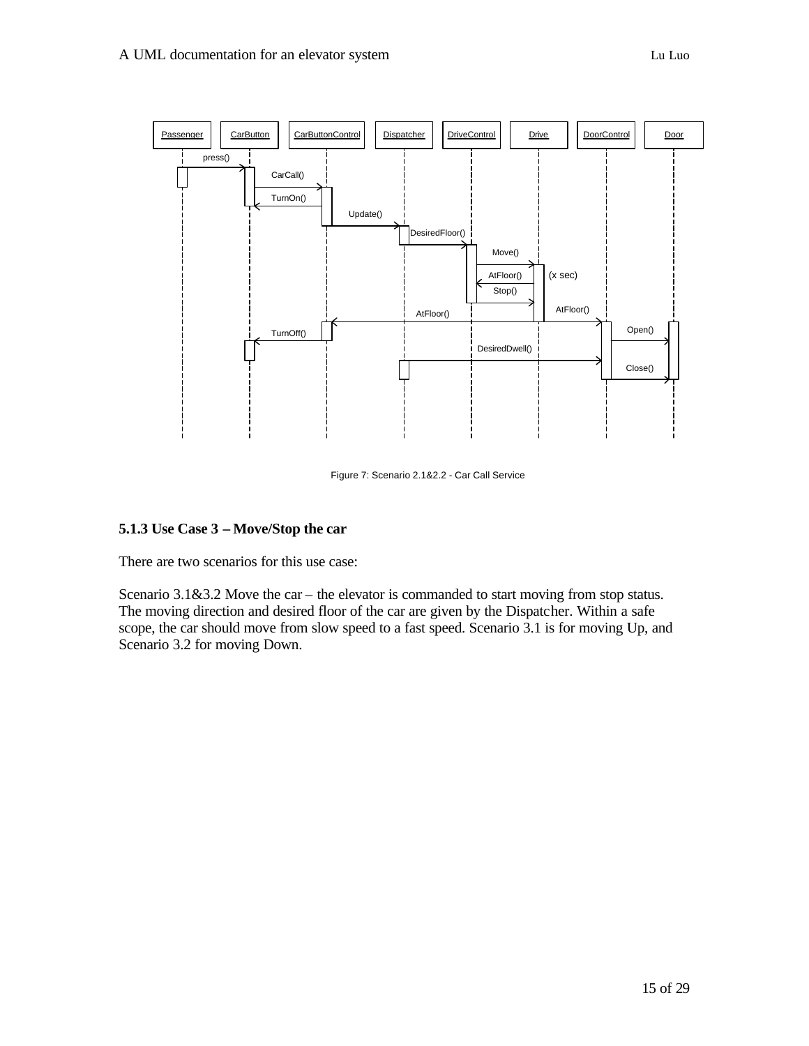Figure 7: Scenario 2.1&2.2 - Car Call Service

### 5.1.3 Use Case 3 – Move/Stop the car

There are two scenarios for this use case:

Scenario 3.1&3.2 Move the car – the elevator is commanded to start moving from stop status. The moving direction and desired floor of the car are given by the Dispatcher. Within a safe scope, the car should move from slow speed to a fast speed. Scenario 3.1 is for moving Up, and Scenario 3.2 for moving Down.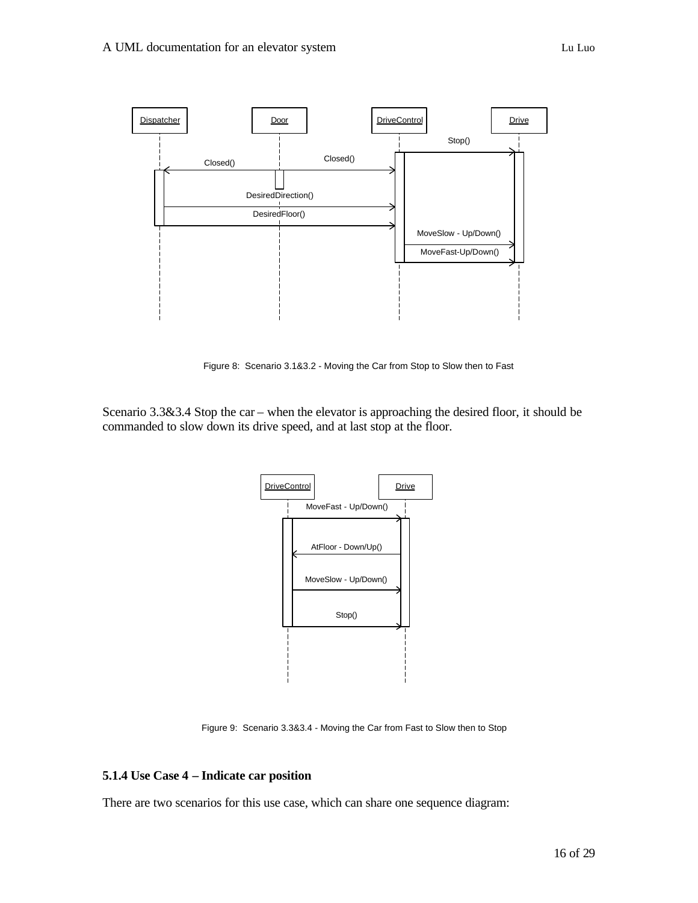Figure 8: Scenario 3.1&3.2 - Moving the Car from Stop to Slow then to Fast

Scenario 3.3&3.4 Stop the car – when the elevator is approaching the desired floor, it should be commanded to slow down its drive speed, and at last stop at the floor.

Figure 9: Scenario 3.3&3.4 - Moving the Car from Fast to Slow then to Stop

### 5.1.4 Use Case 4 – Indicate car position

There are two scenarios for this use case, which can share one sequence diagram: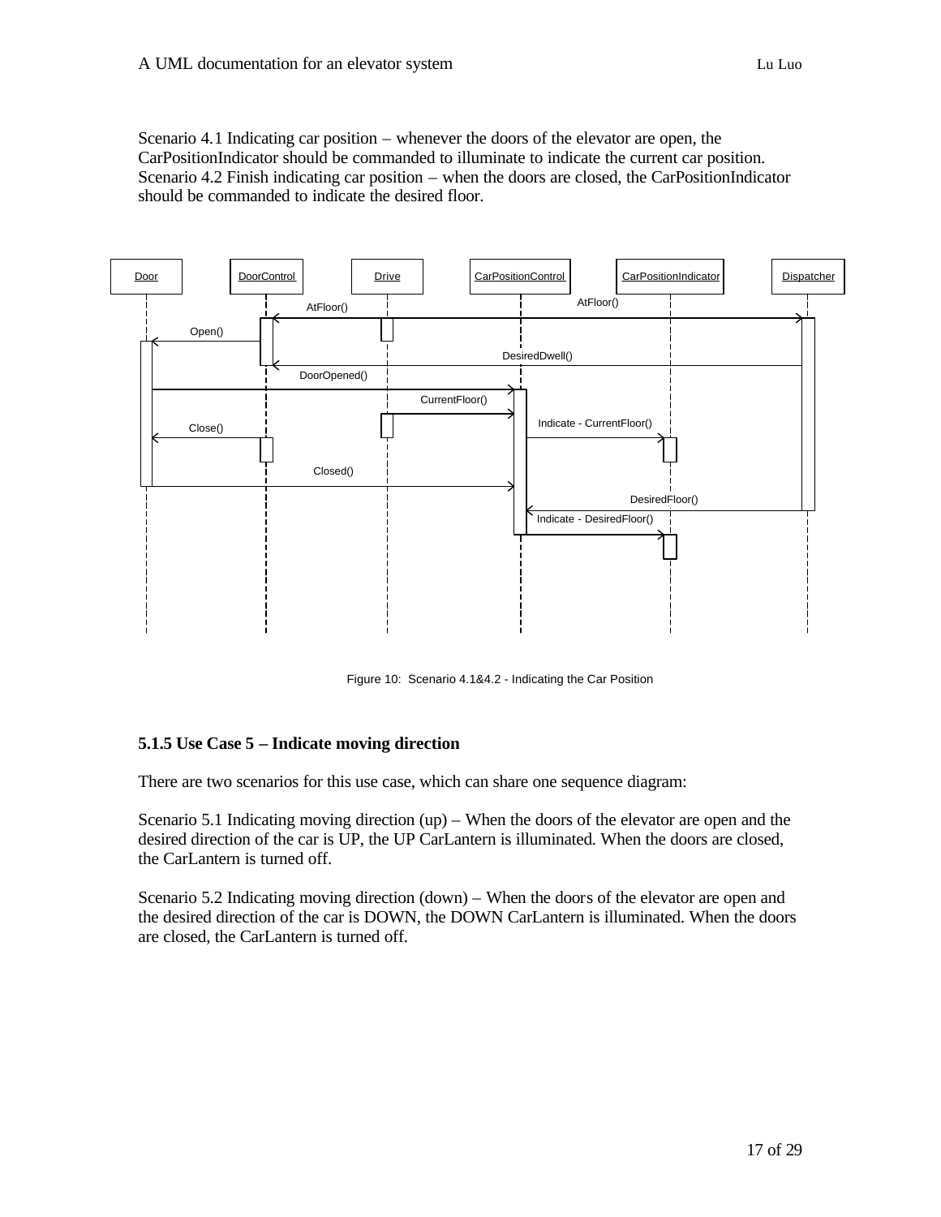Scenario 4.1 Indicating car position – whenever the doors of the elevator are open, the CarPositionIndicator should be commanded to illuminate to indicate the current car position.
Scenario 4.2 Finish indicating car position – when the doors are closed, the CarPositionIndicator should be commanded to indicate the desired floor.

Figure 10: Scenario 4.1&4.2 - Indicating the Car Position

### 5.1.5 Use Case 5 – Indicate moving direction

There are two scenarios for this use case, which can share one sequence diagram:

Scenario 5.1 Indicating moving direction (up) – When the doors of the elevator are open and the desired direction of the car is UP, the UP CarLantern is illuminated. When the doors are closed, the CarLantern is turned off.

Scenario 5.2 Indicating moving direction (down) – When the doors of the elevator are open and the desired direction of the car is DOWN, the DOWN CarLantern is illuminated. When the doors are closed, the CarLantern is turned off.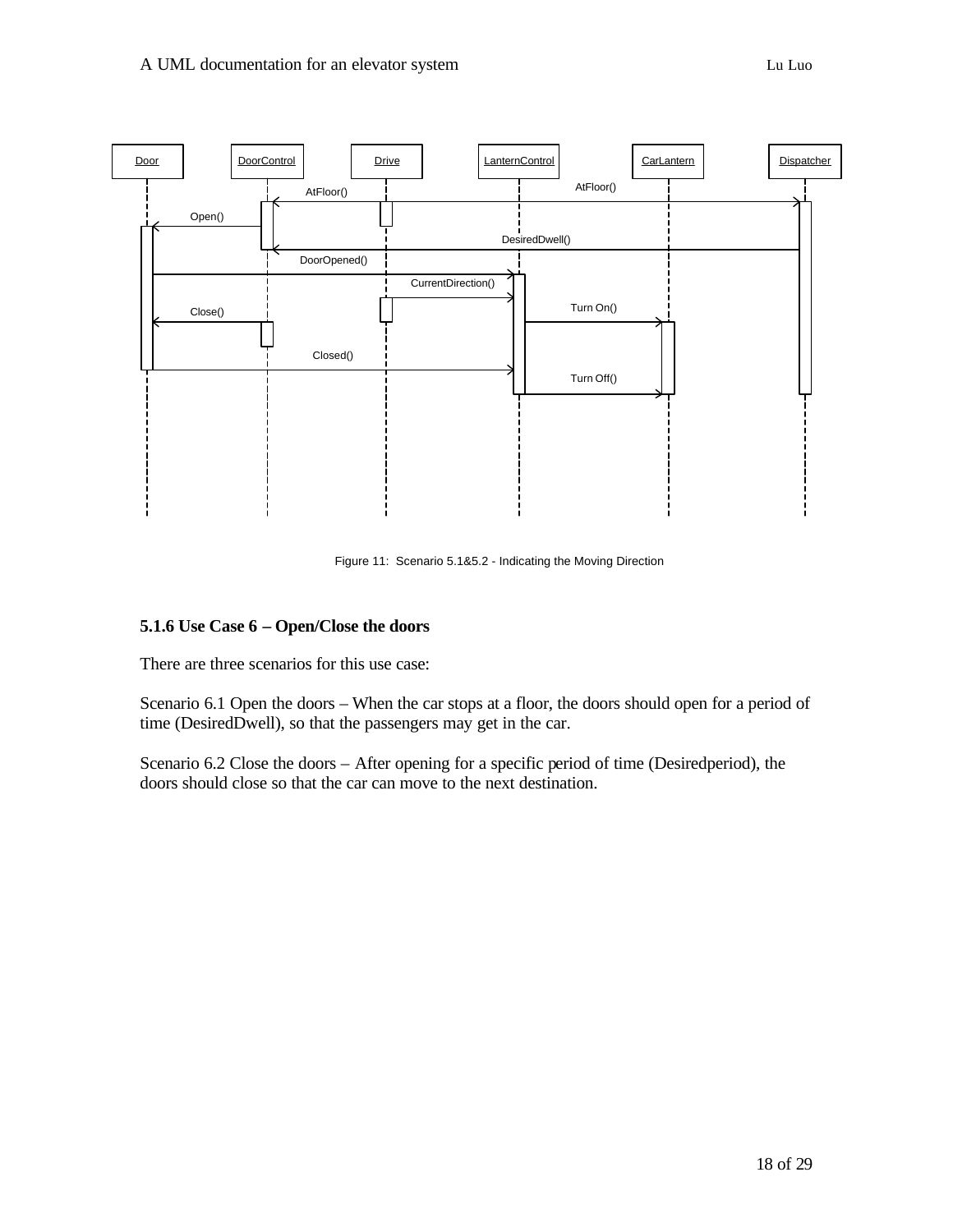Figure 11: Scenario 5.1&5.2 - Indicating the Moving Direction

### 5.1.6 Use Case 6 – Open/Close the doors

There are three scenarios for this use case:

Scenario 6.1 Open the doors – When the car stops at a floor, the doors should open for a period of time (DesiredDwell), so that the passengers may get in the car.

Scenario 6.2 Close the doors – After opening for a specific period of time (Desiredperiod), the doors should close so that the car can move to the next destination.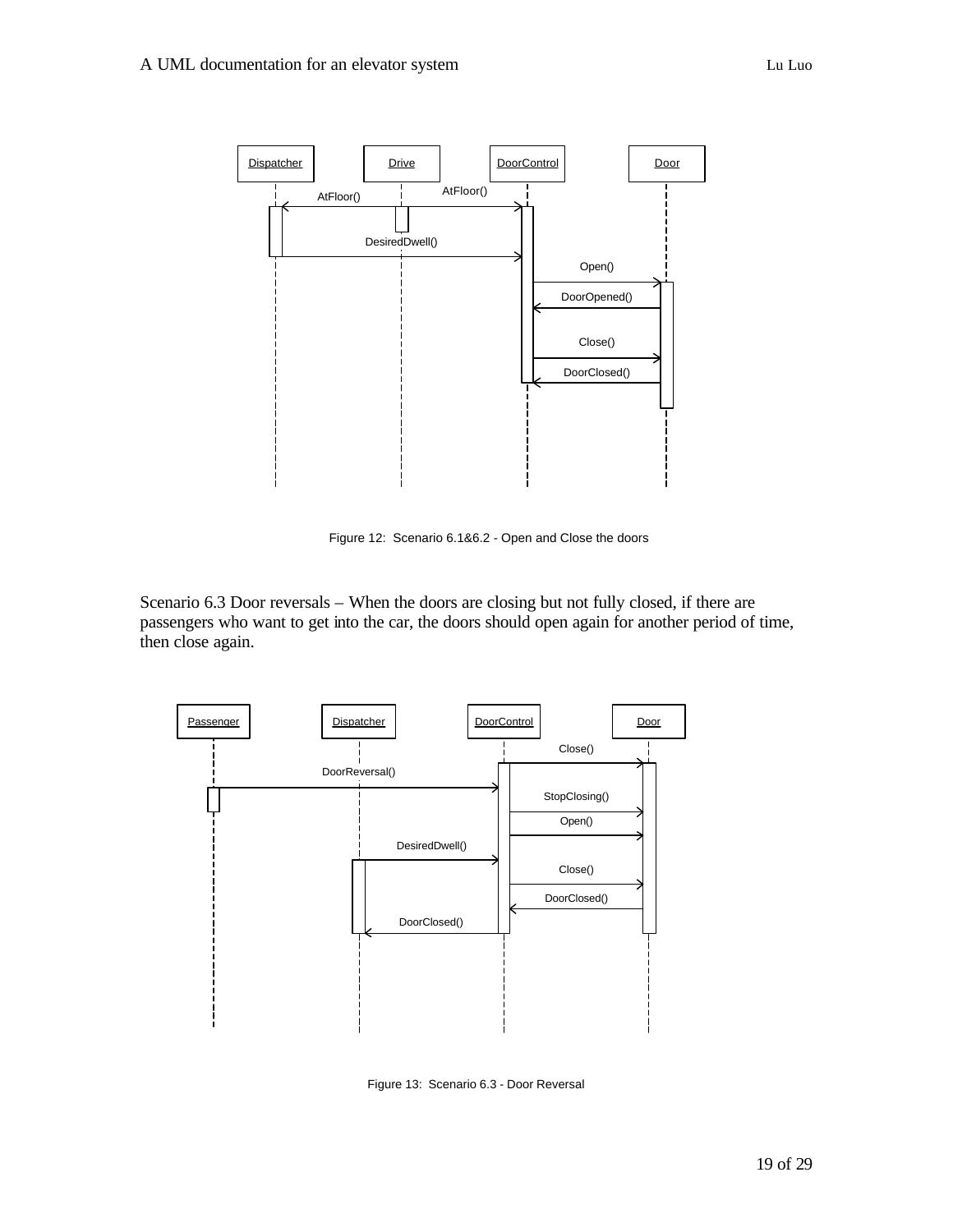Figure 12: Scenario 6.1&6.2 - Open and Close the doors

Scenario 6.3 Door reversals – When the doors are closing but not fully closed, if there are passengers who want to get into the car, the doors should open again for another period of time, then close again.

Figure 13: Scenario 6.3 - Door Reversal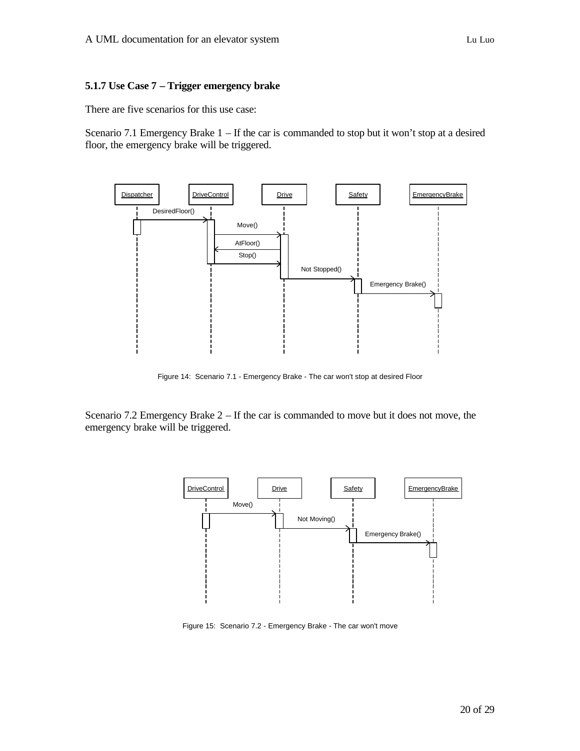### 5.1.7 Use Case 7 – Trigger emergency brake

There are five scenarios for this use case:

Scenario 7.1 Emergency Brake 1 – If the car is commanded to stop but it won't stop at a desired floor, the emergency brake will be triggered.

Figure 14: Scenario 7.1 - Emergency Brake - The car won't stop at desired Floor

Scenario 7.2 Emergency Brake 2 – If the car is commanded to move but it does not move, the emergency brake will be triggered.

Figure 15: Scenario 7.2 - Emergency Brake - The car won't move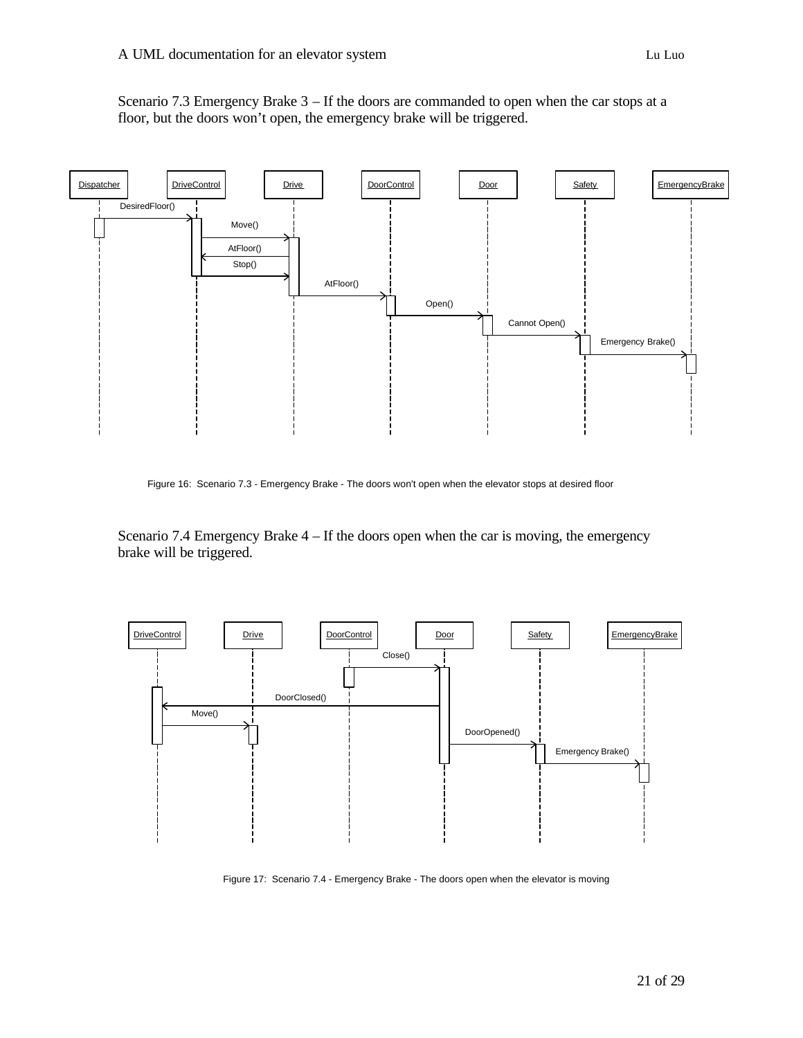Scenario 7.3 Emergency Brake 3 – If the doors are commanded to open when the car stops at a floor, but the doors won't open, the emergency brake will be triggered.

Dispatcher | DriveControl | Drive | DoorControl | Door | Safety | EmergencyBrake

DesiredFloor()

Move()

AtFloor()

Stop()

AtFloor()

Open()

Cannot Open()

Emergency Brake()

Figure 16: Scenario 7.3 - Emergency Brake - The doors won't open when the elevator stops at desired floor

Scenario 7.4 Emergency Brake 4 – If the doors open when the car is moving, the emergency brake will be triggered.

DriveControl | Drive | DoorControl | Door | Safety | EmergencyBrake

Close()

DoorClosed()

Move()

DoorOpened()

Emergency Brake()

Figure 17: Scenario 7.4 - Emergency Brake - The doors open when the elevator is moving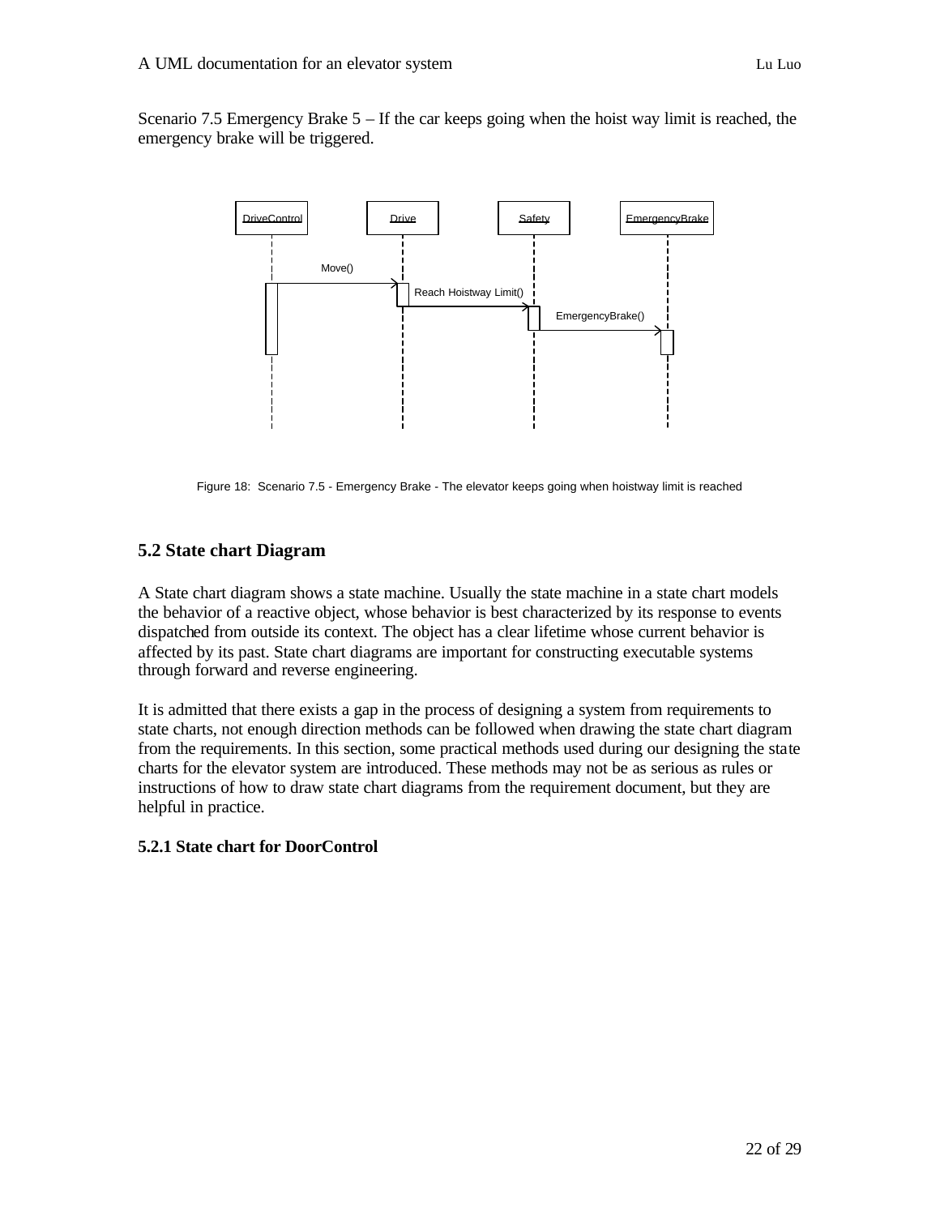Scenario 7.5 Emergency Brake 5 – If the car keeps going when the hoist way limit is reached, the emergency brake will be triggered.

Figure 18: Scenario 7.5 - Emergency Brake - The elevator keeps going when hoistway limit is reached

## 5.2 State chart Diagram

A State chart diagram shows a state machine. Usually the state machine in a state chart models the behavior of a reactive object, whose behavior is best characterized by its response to events dispatched from outside its context. The object has a clear lifetime whose current behavior is affected by its past. State chart diagrams are important for constructing executable systems through forward and reverse engineering.

It is admitted that there exists a gap in the process of designing a system from requirements to state charts, not enough direction methods can be followed when drawing the state chart diagram from the requirements. In this section, some practical methods used during our designing the state charts for the elevator system are introduced. These methods may not be as serious as rules or instructions of how to draw state chart diagrams from the requirement document, but they are helpful in practice.

### 5.2.1 State chart for DoorControl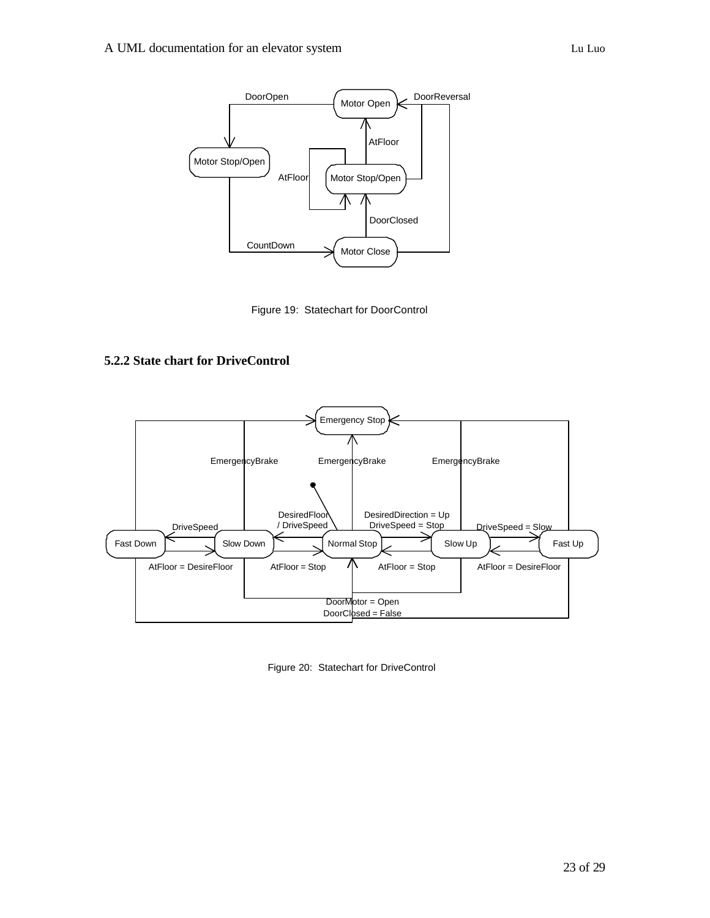Figure 19: Statechart for DoorControl

### 5.2.2 State chart for DriveControl

Figure 20: Statechart for DriveControl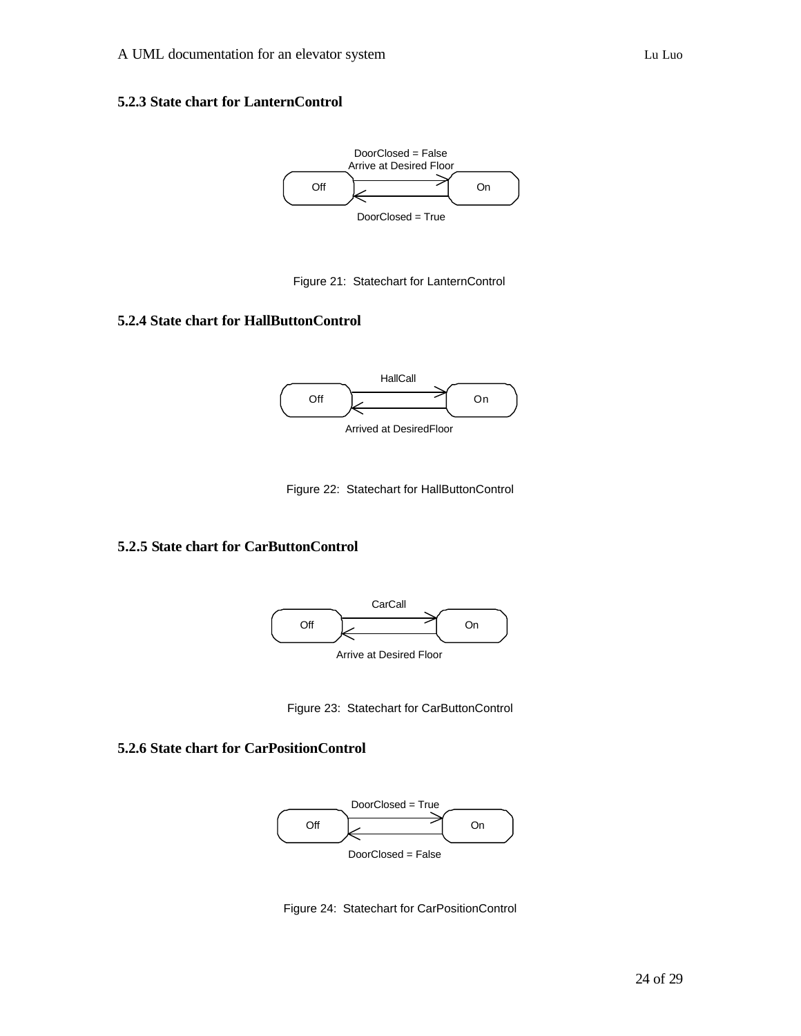### 5.2.3 State chart for LanternControl

Off → On: DoorClosed = False, Arrive at Desired Floor

On → Off: DoorClosed = True

Figure 21: Statechart for LanternControl

### 5.2.4 State chart for HallButtonControl

Off → On: HallCall

On → Off: Arrived at DesiredFloor

Figure 22: Statechart for HallButtonControl

### 5.2.5 State chart for CarButtonControl

Off → On: CarCall

On → Off: Arrive at Desired Floor

Figure 23: Statechart for CarButtonControl

### 5.2.6 State chart for CarPositionControl

Off → On: DoorClosed = True

On → Off: DoorClosed = False

Figure 24: Statechart for CarPositionControl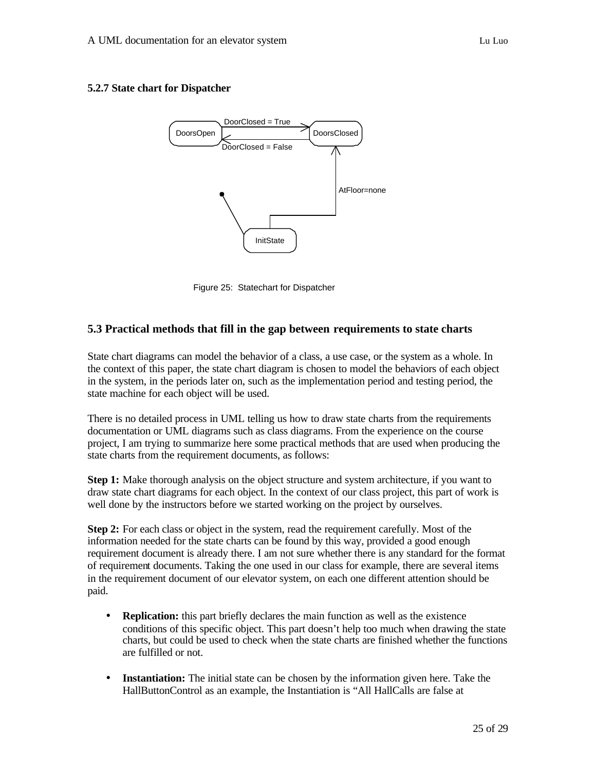### 5.2.7 State chart for Dispatcher

Figure 25: Statechart for Dispatcher

## 5.3 Practical methods that fill in the gap between requirements to state charts

State chart diagrams can model the behavior of a class, a use case, or the system as a whole. In the context of this paper, the state chart diagram is chosen to model the behaviors of each object in the system, in the periods later on, such as the implementation period and testing period, the state machine for each object will be used.

There is no detailed process in UML telling us how to draw state charts from the requirements documentation or UML diagrams such as class diagrams. From the experience on the course project, I am trying to summarize here some practical methods that are used when producing the state charts from the requirement documents, as follows:

**Step 1:** Make thorough analysis on the object structure and system architecture, if you want to draw state chart diagrams for each object. In the context of our class project, this part of work is well done by the instructors before we started working on the project by ourselves.

**Step 2:** For each class or object in the system, read the requirement carefully. Most of the information needed for the state charts can be found by this way, provided a good enough requirement document is already there. I am not sure whether there is any standard for the format of requirement documents. Taking the one used in our class for example, there are several items in the requirement document of our elevator system, on each one different attention should be paid.

- **Replication:** this part briefly declares the main function as well as the existence conditions of this specific object. This part doesn't help too much when drawing the state charts, but could be used to check when the state charts are finished whether the functions are fulfilled or not.

- **Instantiation:** The initial state can be chosen by the information given here. Take the HallButtonControl as an example, the Instantiation is "All HallCalls are false at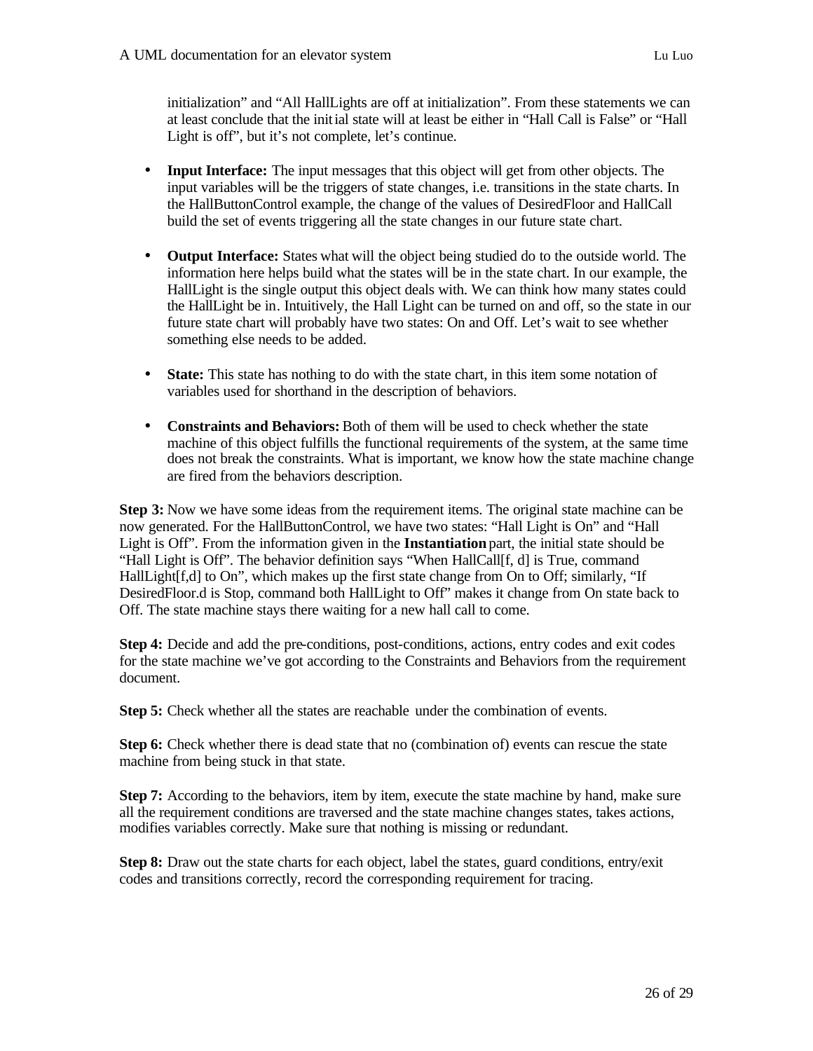initialization" and "All HallLights are off at initialization". From these statements we can at least conclude that the initial state will at least be either in "Hall Call is False" or "Hall Light is off", but it's not complete, let's continue.

- **Input Interface:** The input messages that this object will get from other objects. The input variables will be the triggers of state changes, i.e. transitions in the state charts. In the HallButtonControl example, the change of the values of DesiredFloor and HallCall build the set of events triggering all the state changes in our future state chart.

- **Output Interface:** States what will the object being studied do to the outside world. The information here helps build what the states will be in the state chart. In our example, the HallLight is the single output this object deals with. We can think how many states could the HallLight be in. Intuitively, the Hall Light can be turned on and off, so the state in our future state chart will probably have two states: On and Off. Let's wait to see whether something else needs to be added.

- **State:** This state has nothing to do with the state chart, in this item some notation of variables used for shorthand in the description of behaviors.

- **Constraints and Behaviors:** Both of them will be used to check whether the state machine of this object fulfills the functional requirements of the system, at the same time does not break the constraints. What is important, we know how the state machine change are fired from the behaviors description.

**Step 3:** Now we have some ideas from the requirement items. The original state machine can be now generated. For the HallButtonControl, we have two states: "Hall Light is On" and "Hall Light is Off". From the information given in the **Instantiation** part, the initial state should be "Hall Light is Off". The behavior definition says "When HallCall[f, d] is True, command HallLight[f,d] to On", which makes up the first state change from On to Off; similarly, "If DesiredFloor.d is Stop, command both HallLight to Off" makes it change from On state back to Off. The state machine stays there waiting for a new hall call to come.

**Step 4:** Decide and add the pre-conditions, post-conditions, actions, entry codes and exit codes for the state machine we've got according to the Constraints and Behaviors from the requirement document.

**Step 5:** Check whether all the states are reachable under the combination of events.

**Step 6:** Check whether there is dead state that no (combination of) events can rescue the state machine from being stuck in that state.

**Step 7:** According to the behaviors, item by item, execute the state machine by hand, make sure all the requirement conditions are traversed and the state machine changes states, takes actions, modifies variables correctly. Make sure that nothing is missing or redundant.

**Step 8:** Draw out the state charts for each object, label the states, guard conditions, entry/exit codes and transitions correctly, record the corresponding requirement for tracing.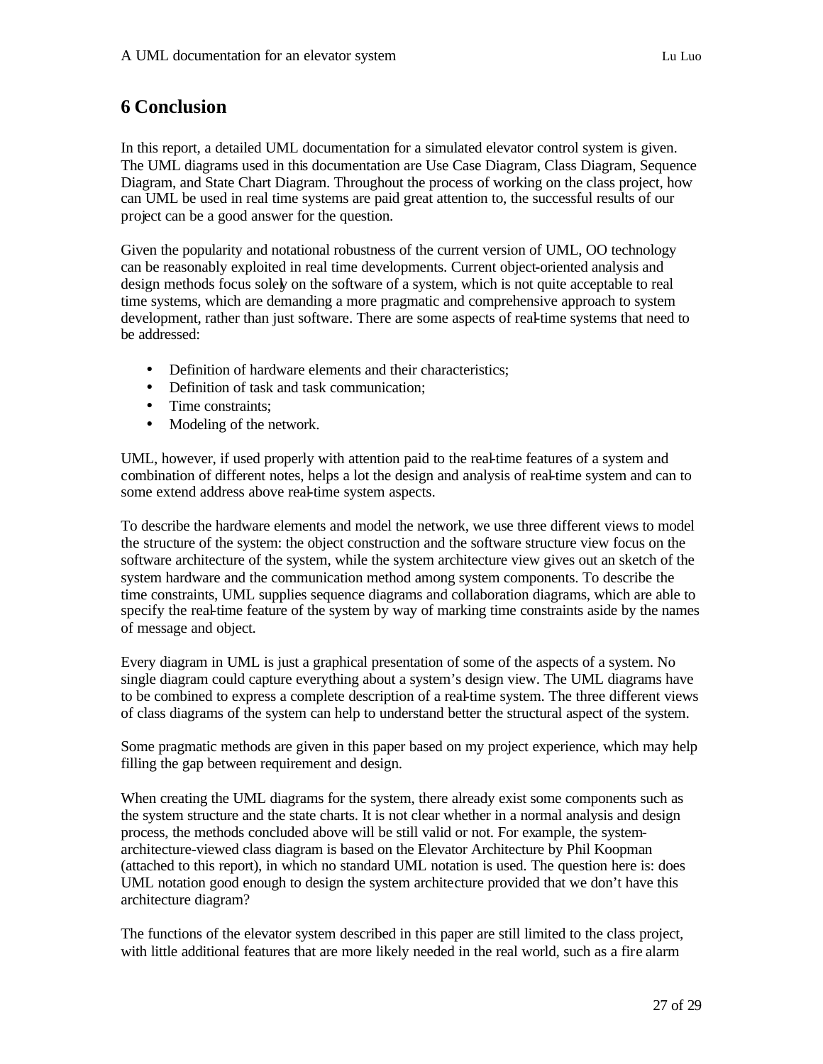# 6 Conclusion

In this report, a detailed UML documentation for a simulated elevator control system is given. The UML diagrams used in this documentation are Use Case Diagram, Class Diagram, Sequence Diagram, and State Chart Diagram. Throughout the process of working on the class project, how can UML be used in real time systems are paid great attention to, the successful results of our project can be a good answer for the question.

Given the popularity and notational robustness of the current version of UML, OO technology can be reasonably exploited in real time developments. Current object-oriented analysis and design methods focus solely on the software of a system, which is not quite acceptable to real time systems, which are demanding a more pragmatic and comprehensive approach to system development, rather than just software. There are some aspects of real-time systems that need to be addressed:

- Definition of hardware elements and their characteristics;
- Definition of task and task communication;
- Time constraints;
- Modeling of the network.

UML, however, if used properly with attention paid to the real-time features of a system and combination of different notes, helps a lot the design and analysis of real-time system and can to some extend address above real-time system aspects.

To describe the hardware elements and model the network, we use three different views to model the structure of the system: the object construction and the software structure view focus on the software architecture of the system, while the system architecture view gives out an sketch of the system hardware and the communication method among system components. To describe the time constraints, UML supplies sequence diagrams and collaboration diagrams, which are able to specify the real-time feature of the system by way of marking time constraints aside by the names of message and object.

Every diagram in UML is just a graphical presentation of some of the aspects of a system. No single diagram could capture everything about a system's design view. The UML diagrams have to be combined to express a complete description of a real-time system. The three different views of class diagrams of the system can help to understand better the structural aspect of the system.

Some pragmatic methods are given in this paper based on my project experience, which may help filling the gap between requirement and design.

When creating the UML diagrams for the system, there already exist some components such as the system structure and the state charts. It is not clear whether in a normal analysis and design process, the methods concluded above will be still valid or not. For example, the system-architecture-viewed class diagram is based on the Elevator Architecture by Phil Koopman (attached to this report), in which no standard UML notation is used. The question here is: does UML notation good enough to design the system architecture provided that we don't have this architecture diagram?

The functions of the elevator system described in this paper are still limited to the class project, with little additional features that are more likely needed in the real world, such as a fire alarm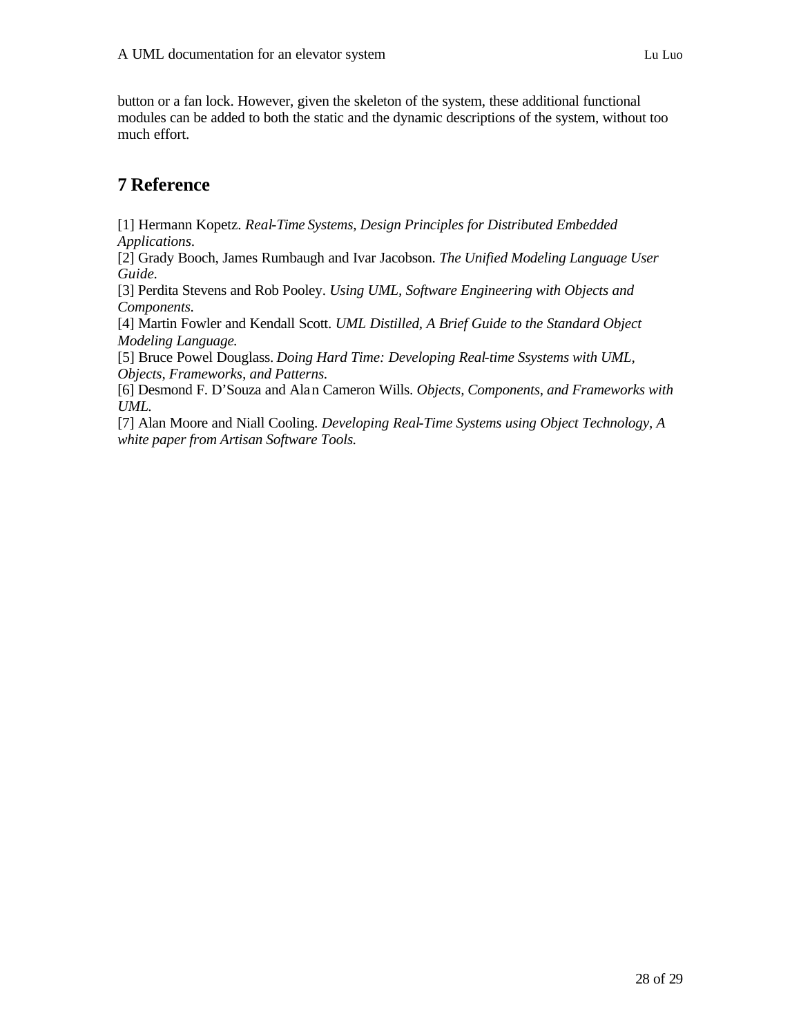button or a fan lock. However, given the skeleton of the system, these additional functional modules can be added to both the static and the dynamic descriptions of the system, without too much effort.

## 7 Reference

[1] Hermann Kopetz. *Real-Time Systems, Design Principles for Distributed Embedded Applications*.
[2] Grady Booch, James Rumbaugh and Ivar Jacobson. *The Unified Modeling Language User Guide.*
[3] Perdita Stevens and Rob Pooley. *Using UML, Software Engineering with Objects and Components.*
[4] Martin Fowler and Kendall Scott. *UML Distilled, A Brief Guide to the Standard Object Modeling Language.*
[5] Bruce Powel Douglass. *Doing Hard Time: Developing Real-time Ssystems with UML, Objects, Frameworks, and Patterns.*
[6] Desmond F. D'Souza and Alan Cameron Wills. *Objects, Components, and Frameworks with UML.*
[7] Alan Moore and Niall Cooling. *Developing Real-Time Systems using Object Technology, A white paper from Artisan Software Tools.*